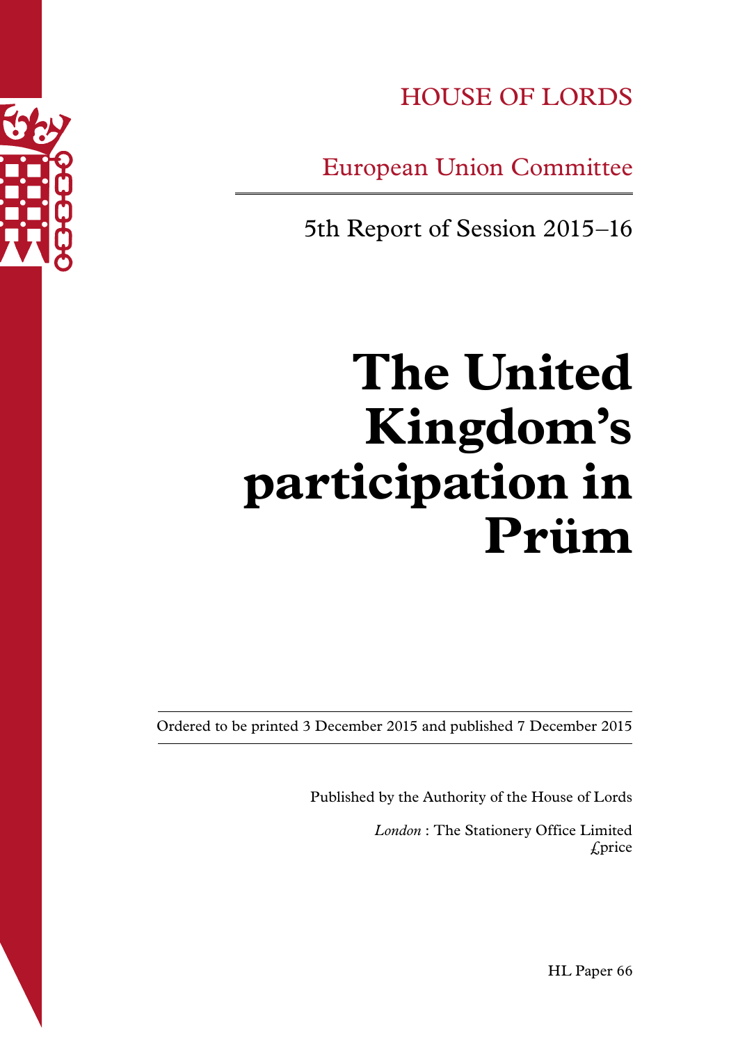HOUSE OF LORDS

European Union Committee

5th Report of Session 2015–16

# The United Kingdom's participation in Prüm

Ordered to be printed 3 December 2015 and published 7 December 2015

Published by the Authority of the House of Lords

*London* : The Stationery Office Limited
£price

HL Paper 66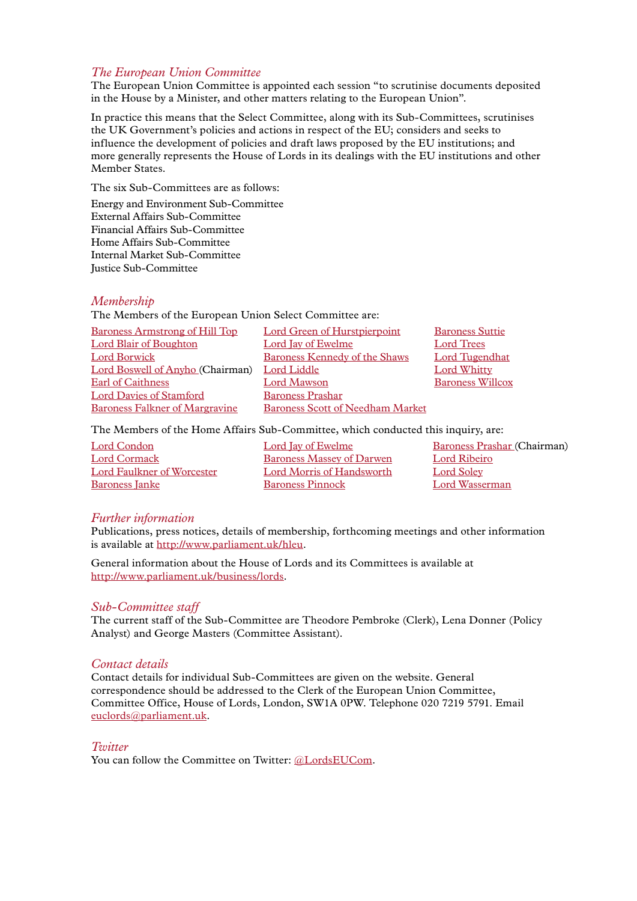## *The European Union Committee*

The European Union Committee is appointed each session "to scrutinise documents deposited in the House by a Minister, and other matters relating to the European Union".

In practice this means that the Select Committee, along with its Sub-Committees, scrutinises the UK Government's policies and actions in respect of the EU; considers and seeks to influence the development of policies and draft laws proposed by the EU institutions; and more generally represents the House of Lords in its dealings with the EU institutions and other Member States.

The six Sub-Committees are as follows:

Energy and Environment Sub-Committee
External Affairs Sub-Committee
Financial Affairs Sub-Committee
Home Affairs Sub-Committee
Internal Market Sub-Committee
Justice Sub-Committee

## *Membership*

The Members of the European Union Select Committee are:

Baroness Armstrong of Hill Top
Lord Blair of Boughton
Lord Borwick
Lord Boswell of Aynho (Chairman)
Earl of Caithness
Lord Davies of Stamford
Baroness Falkner of Margravine
Lord Green of Hurstpierpoint
Lord Jay of Ewelme
Baroness Kennedy of the Shaws
Lord Liddle
Lord Mawson
Baroness Prashar
Baroness Scott of Needham Market
Baroness Suttie
Lord Trees
Lord Tugendhat
Lord Whitty
Baroness Willcox

The Members of the Home Affairs Sub-Committee, which conducted this inquiry, are:

Lord Condon
Lord Cormack
Lord Faulkner of Worcester
Baroness Janke
Lord Jay of Ewelme
Baroness Massey of Darwen
Lord Morris of Handsworth
Baroness Pinnock
Baroness Prashar (Chairman)
Lord Ribeiro
Lord Soley
Lord Wasserman

## *Further information*

Publications, press notices, details of membership, forthcoming meetings and other information is available at http://www.parliament.uk/hleu.

General information about the House of Lords and its Committees is available at http://www.parliament.uk/business/lords.

## *Sub-Committee staff*

The current staff of the Sub-Committee are Theodore Pembroke (Clerk), Lena Donner (Policy Analyst) and George Masters (Committee Assistant).

## *Contact details*

Contact details for individual Sub-Committees are given on the website. General correspondence should be addressed to the Clerk of the European Union Committee, Committee Office, House of Lords, London, SW1A 0PW. Telephone 020 7219 5791. Email euclords@parliament.uk.

## *Twitter*

You can follow the Committee on Twitter: @LordsEUCom.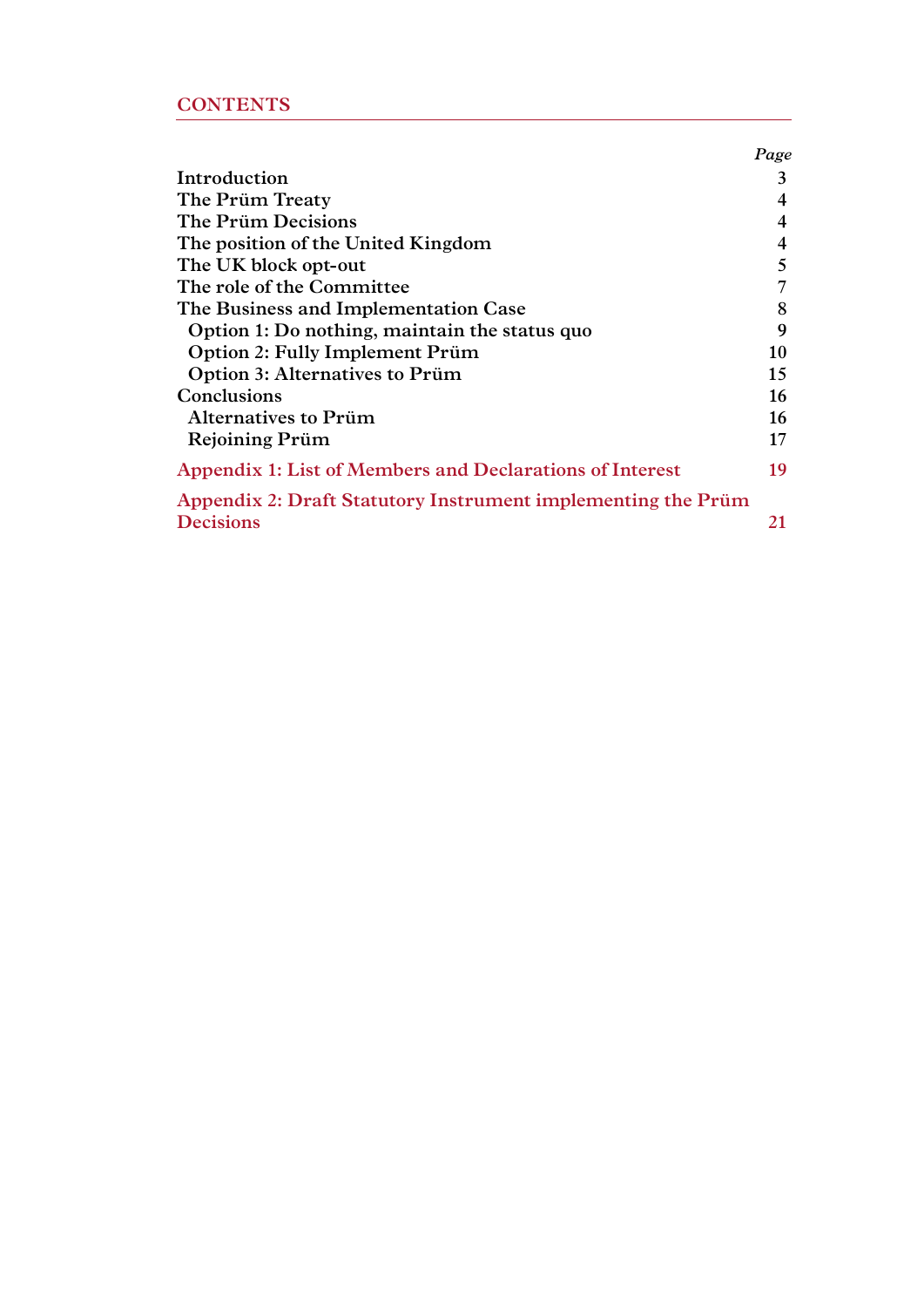## CONTENTS

| | *Page* |
|---|---|
| **Introduction** | **3** |
| **The Prüm Treaty** | **4** |
| **The Prüm Decisions** | **4** |
| **The position of the United Kingdom** | **4** |
| **The UK block opt-out** | **5** |
| **The role of the Committee** | **7** |
| **The Business and Implementation Case** | **8** |
| **Option 1: Do nothing, maintain the status quo** | **9** |
| **Option 2: Fully Implement Prüm** | **10** |
| **Option 3: Alternatives to Prüm** | **15** |
| **Conclusions** | **16** |
| **Alternatives to Prüm** | **16** |
| **Rejoining Prüm** | **17** |
| **Appendix 1: List of Members and Declarations of Interest** | **19** |
| **Appendix 2: Draft Statutory Instrument implementing the Prüm Decisions** | **21** |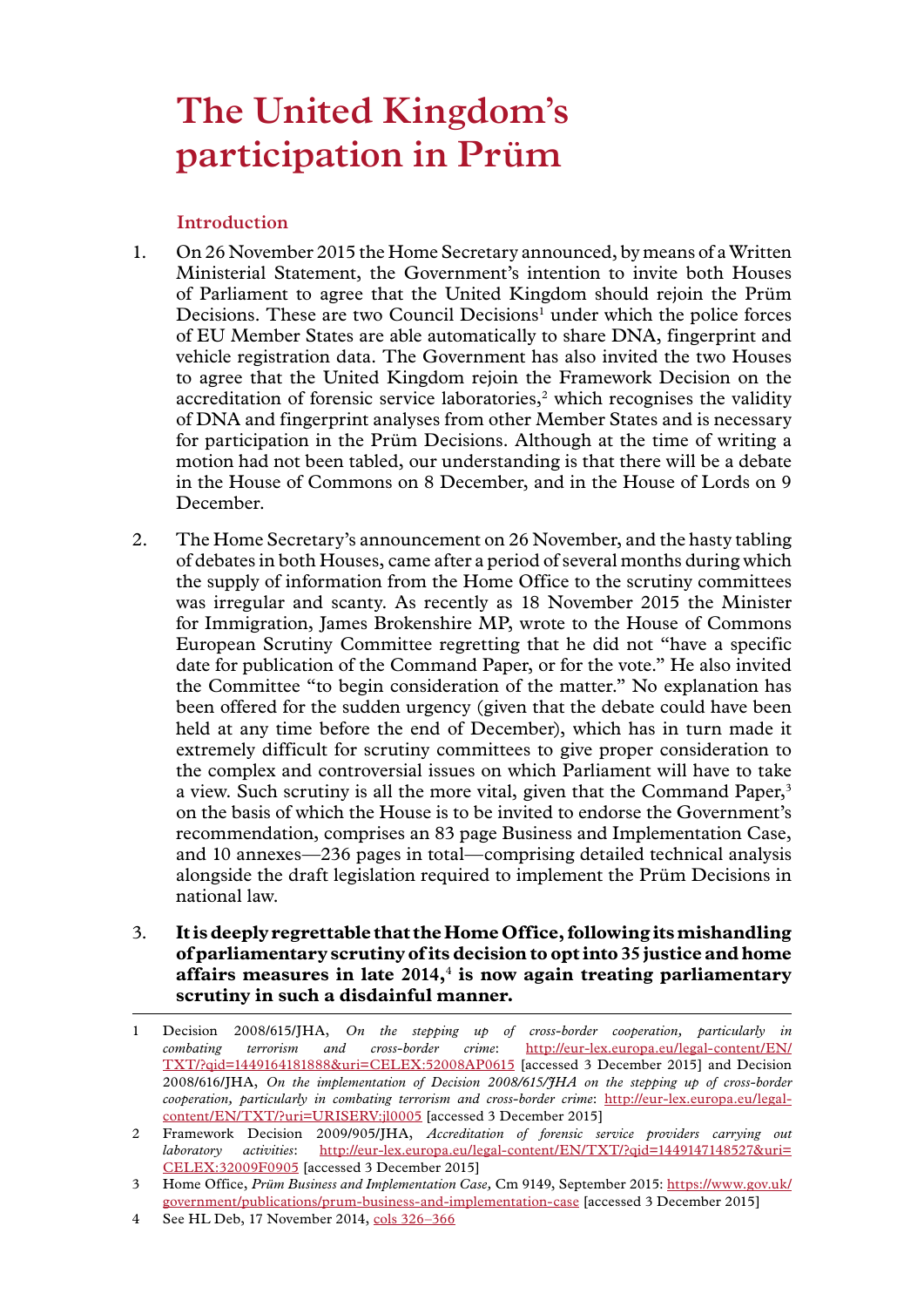# The United Kingdom's participation in Prüm

## Introduction

1. On 26 November 2015 the Home Secretary announced, by means of a Written Ministerial Statement, the Government's intention to invite both Houses of Parliament to agree that the United Kingdom should rejoin the Prüm Decisions. These are two Council Decisions[1] under which the police forces of EU Member States are able automatically to share DNA, fingerprint and vehicle registration data. The Government has also invited the two Houses to agree that the United Kingdom rejoin the Framework Decision on the accreditation of forensic service laboratories,[2] which recognises the validity of DNA and fingerprint analyses from other Member States and is necessary for participation in the Prüm Decisions. Although at the time of writing a motion had not been tabled, our understanding is that there will be a debate in the House of Commons on 8 December, and in the House of Lords on 9 December.

2. The Home Secretary's announcement on 26 November, and the hasty tabling of debates in both Houses, came after a period of several months during which the supply of information from the Home Office to the scrutiny committees was irregular and scanty. As recently as 18 November 2015 the Minister for Immigration, James Brokenshire MP, wrote to the House of Commons European Scrutiny Committee regretting that he did not "have a specific date for publication of the Command Paper, or for the vote." He also invited the Committee "to begin consideration of the matter." No explanation has been offered for the sudden urgency (given that the debate could have been held at any time before the end of December), which has in turn made it extremely difficult for scrutiny committees to give proper consideration to the complex and controversial issues on which Parliament will have to take a view. Such scrutiny is all the more vital, given that the Command Paper,[3] on the basis of which the House is to be invited to endorse the Government's recommendation, comprises an 83 page Business and Implementation Case, and 10 annexes—236 pages in total—comprising detailed technical analysis alongside the draft legislation required to implement the Prüm Decisions in national law.

3. **It is deeply regrettable that the Home Office, following its mishandling of parliamentary scrutiny of its decision to opt into 35 justice and home affairs measures in late 2014,[4] is now again treating parliamentary scrutiny in such a disdainful manner.**

---

1 Decision 2008/615/JHA, *On the stepping up of cross-border cooperation, particularly in combating terrorism and cross-border crime*: http://eur-lex.europa.eu/legal-content/EN/TXT/?qid=1449164181888&uri=CELEX:52008AP0615 [accessed 3 December 2015] and Decision 2008/616/JHA, *On the implementation of Decision 2008/615/JHA on the stepping up of cross-border cooperation, particularly in combating terrorism and cross-border crime*: http://eur-lex.europa.eu/legal-content/EN/TXT/?uri=URISERV:jl0005 [accessed 3 December 2015]

2 Framework Decision 2009/905/JHA, *Accreditation of forensic service providers carrying out laboratory activities*: http://eur-lex.europa.eu/legal-content/EN/TXT/?qid=1449147148527&uri=CELEX:32009F0905 [accessed 3 December 2015]

3 Home Office, *Prüm Business and Implementation Case,* Cm 9149, September 2015: https://www.gov.uk/government/publications/prum-business-and-implementation-case [accessed 3 December 2015]

4 See HL Deb, 17 November 2014, cols 326–366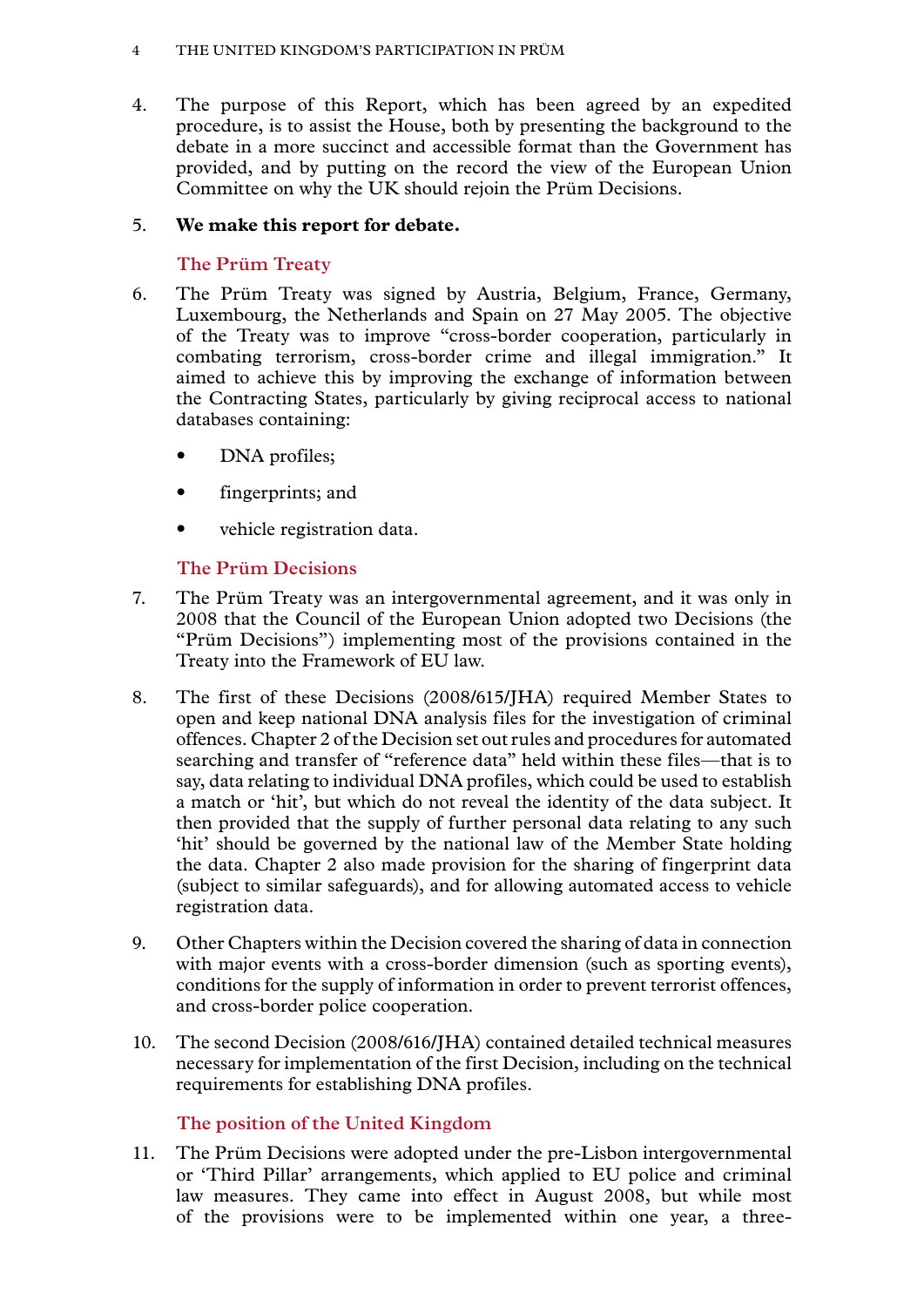4. The purpose of this Report, which has been agreed by an expedited procedure, is to assist the House, both by presenting the background to the debate in a more succinct and accessible format than the Government has provided, and by putting on the record the view of the European Union Committee on why the UK should rejoin the Prüm Decisions.

5. **We make this report for debate.**

## The Prüm Treaty

6. The Prüm Treaty was signed by Austria, Belgium, France, Germany, Luxembourg, the Netherlands and Spain on 27 May 2005. The objective of the Treaty was to improve "cross-border cooperation, particularly in combating terrorism, cross-border crime and illegal immigration." It aimed to achieve this by improving the exchange of information between the Contracting States, particularly by giving reciprocal access to national databases containing:

- DNA profiles;
- fingerprints; and
- vehicle registration data.

## The Prüm Decisions

7. The Prüm Treaty was an intergovernmental agreement, and it was only in 2008 that the Council of the European Union adopted two Decisions (the "Prüm Decisions") implementing most of the provisions contained in the Treaty into the Framework of EU law.

8. The first of these Decisions (2008/615/JHA) required Member States to open and keep national DNA analysis files for the investigation of criminal offences. Chapter 2 of the Decision set out rules and procedures for automated searching and transfer of "reference data" held within these files—that is to say, data relating to individual DNA profiles, which could be used to establish a match or 'hit', but which do not reveal the identity of the data subject. It then provided that the supply of further personal data relating to any such 'hit' should be governed by the national law of the Member State holding the data. Chapter 2 also made provision for the sharing of fingerprint data (subject to similar safeguards), and for allowing automated access to vehicle registration data.

9. Other Chapters within the Decision covered the sharing of data in connection with major events with a cross-border dimension (such as sporting events), conditions for the supply of information in order to prevent terrorist offences, and cross-border police cooperation.

10. The second Decision (2008/616/JHA) contained detailed technical measures necessary for implementation of the first Decision, including on the technical requirements for establishing DNA profiles.

## The position of the United Kingdom

11. The Prüm Decisions were adopted under the pre-Lisbon intergovernmental or 'Third Pillar' arrangements, which applied to EU police and criminal law measures. They came into effect in August 2008, but while most of the provisions were to be implemented within one year, a three-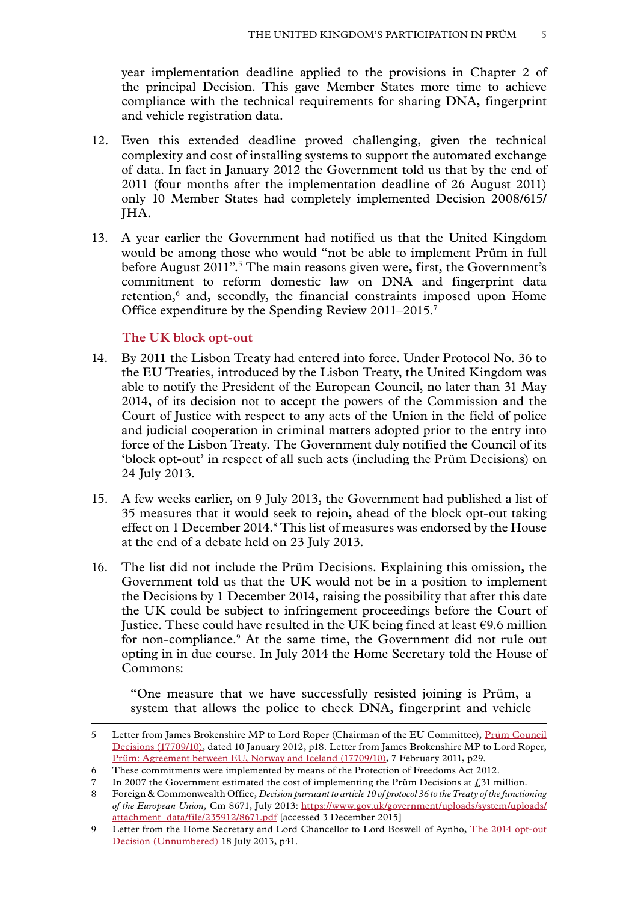year implementation deadline applied to the provisions in Chapter 2 of the principal Decision. This gave Member States more time to achieve compliance with the technical requirements for sharing DNA, fingerprint and vehicle registration data.

12. Even this extended deadline proved challenging, given the technical complexity and cost of installing systems to support the automated exchange of data. In fact in January 2012 the Government told us that by the end of 2011 (four months after the implementation deadline of 26 August 2011) only 10 Member States had completely implemented Decision 2008/615/JHA.

13. A year earlier the Government had notified us that the United Kingdom would be among those who would "not be able to implement Prüm in full before August 2011".[5] The main reasons given were, first, the Government's commitment to reform domestic law on DNA and fingerprint data retention,[6] and, secondly, the financial constraints imposed upon Home Office expenditure by the Spending Review 2011–2015.[7]

### The UK block opt-out

14. By 2011 the Lisbon Treaty had entered into force. Under Protocol No. 36 to the EU Treaties, introduced by the Lisbon Treaty, the United Kingdom was able to notify the President of the European Council, no later than 31 May 2014, of its decision not to accept the powers of the Commission and the Court of Justice with respect to any acts of the Union in the field of police and judicial cooperation in criminal matters adopted prior to the entry into force of the Lisbon Treaty. The Government duly notified the Council of its 'block opt-out' in respect of all such acts (including the Prüm Decisions) on 24 July 2013.

15. A few weeks earlier, on 9 July 2013, the Government had published a list of 35 measures that it would seek to rejoin, ahead of the block opt-out taking effect on 1 December 2014.[8] This list of measures was endorsed by the House at the end of a debate held on 23 July 2013.

16. The list did not include the Prüm Decisions. Explaining this omission, the Government told us that the UK would not be in a position to implement the Decisions by 1 December 2014, raising the possibility that after this date the UK could be subject to infringement proceedings before the Court of Justice. These could have resulted in the UK being fined at least €9.6 million for non-compliance.[9] At the same time, the Government did not rule out opting in in due course. In July 2014 the Home Secretary told the House of Commons:

> "One measure that we have successfully resisted joining is Prüm, a system that allows the police to check DNA, fingerprint and vehicle

---

5 Letter from James Brokenshire MP to Lord Roper (Chairman of the EU Committee), [Prüm Council Decisions (17709/10)](), dated 10 January 2012, p18. Letter from James Brokenshire MP to Lord Roper, [Prüm: Agreement between EU, Norway and Iceland (17709/10)](), 7 February 2011, p29.

6 These commitments were implemented by means of the Protection of Freedoms Act 2012.

7 In 2007 the Government estimated the cost of implementing the Prüm Decisions at £31 million.

8 Foreign & Commonwealth Office, *Decision pursuant to article 10 of protocol 36 to the Treaty of the functioning of the European Union,* Cm 8671, July 2013: https://www.gov.uk/government/uploads/system/uploads/attachment_data/file/235912/8671.pdf [accessed 3 December 2015]

9 Letter from the Home Secretary and Lord Chancellor to Lord Boswell of Aynho, [The 2014 opt-out Decision (Unnumbered)]() 18 July 2013, p41.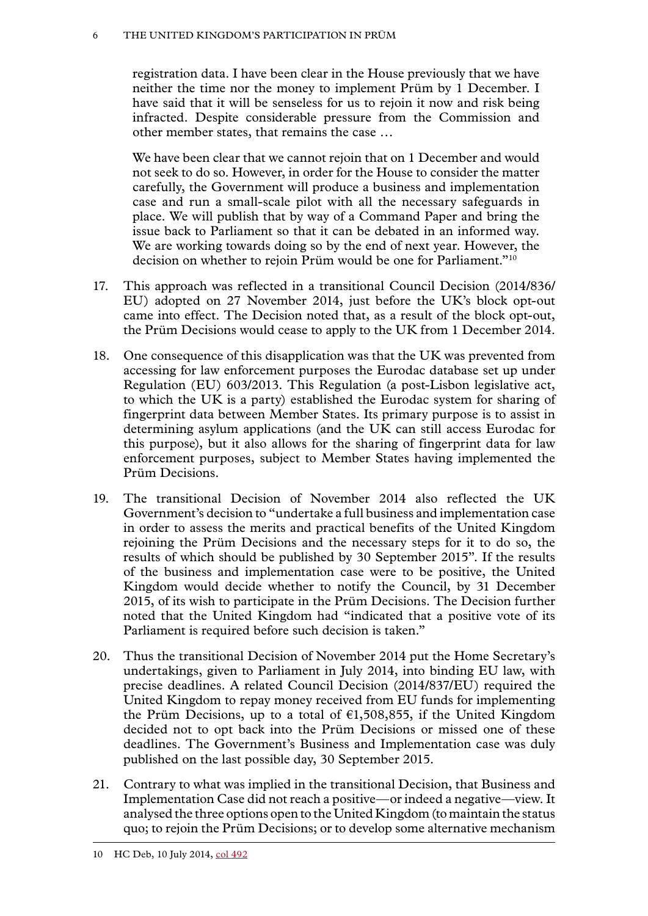registration data. I have been clear in the House previously that we have neither the time nor the money to implement Prüm by 1 December. I have said that it will be senseless for us to rejoin it now and risk being infracted. Despite considerable pressure from the Commission and other member states, that remains the case …

We have been clear that we cannot rejoin that on 1 December and would not seek to do so. However, in order for the House to consider the matter carefully, the Government will produce a business and implementation case and run a small-scale pilot with all the necessary safeguards in place. We will publish that by way of a Command Paper and bring the issue back to Parliament so that it can be debated in an informed way. We are working towards doing so by the end of next year. However, the decision on whether to rejoin Prüm would be one for Parliament."[10]

17. This approach was reflected in a transitional Council Decision (2014/836/EU) adopted on 27 November 2014, just before the UK's block opt-out came into effect. The Decision noted that, as a result of the block opt-out, the Prüm Decisions would cease to apply to the UK from 1 December 2014.

18. One consequence of this disapplication was that the UK was prevented from accessing for law enforcement purposes the Eurodac database set up under Regulation (EU) 603/2013. This Regulation (a post-Lisbon legislative act, to which the UK is a party) established the Eurodac system for sharing of fingerprint data between Member States. Its primary purpose is to assist in determining asylum applications (and the UK can still access Eurodac for this purpose), but it also allows for the sharing of fingerprint data for law enforcement purposes, subject to Member States having implemented the Prüm Decisions.

19. The transitional Decision of November 2014 also reflected the UK Government's decision to "undertake a full business and implementation case in order to assess the merits and practical benefits of the United Kingdom rejoining the Prüm Decisions and the necessary steps for it to do so, the results of which should be published by 30 September 2015". If the results of the business and implementation case were to be positive, the United Kingdom would decide whether to notify the Council, by 31 December 2015, of its wish to participate in the Prüm Decisions. The Decision further noted that the United Kingdom had "indicated that a positive vote of its Parliament is required before such decision is taken."

20. Thus the transitional Decision of November 2014 put the Home Secretary's undertakings, given to Parliament in July 2014, into binding EU law, with precise deadlines. A related Council Decision (2014/837/EU) required the United Kingdom to repay money received from EU funds for implementing the Prüm Decisions, up to a total of €1,508,855, if the United Kingdom decided not to opt back into the Prüm Decisions or missed one of these deadlines. The Government's Business and Implementation case was duly published on the last possible day, 30 September 2015.

21. Contrary to what was implied in the transitional Decision, that Business and Implementation Case did not reach a positive—or indeed a negative—view. It analysed the three options open to the United Kingdom (to maintain the status quo; to rejoin the Prüm Decisions; or to develop some alternative mechanism

10 HC Deb, 10 July 2014, col 492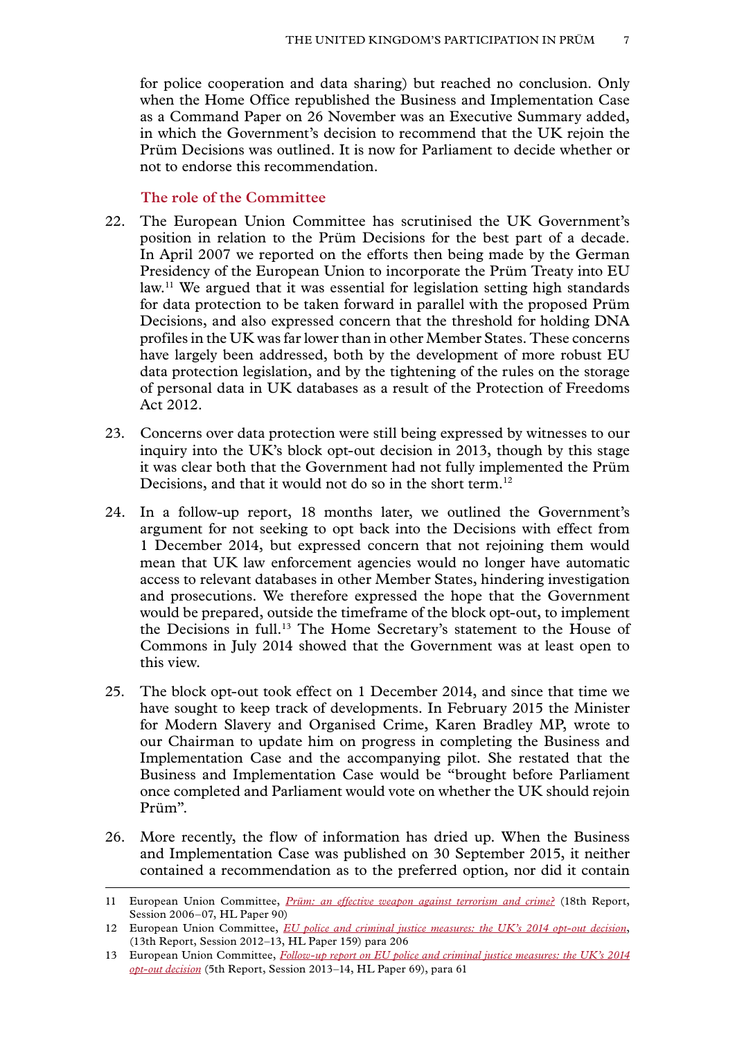for police cooperation and data sharing) but reached no conclusion. Only when the Home Office republished the Business and Implementation Case as a Command Paper on 26 November was an Executive Summary added, in which the Government's decision to recommend that the UK rejoin the Prüm Decisions was outlined. It is now for Parliament to decide whether or not to endorse this recommendation.

### The role of the Committee

22. The European Union Committee has scrutinised the UK Government's position in relation to the Prüm Decisions for the best part of a decade. In April 2007 we reported on the efforts then being made by the German Presidency of the European Union to incorporate the Prüm Treaty into EU law.[11] We argued that it was essential for legislation setting high standards for data protection to be taken forward in parallel with the proposed Prüm Decisions, and also expressed concern that the threshold for holding DNA profiles in the UK was far lower than in other Member States. These concerns have largely been addressed, both by the development of more robust EU data protection legislation, and by the tightening of the rules on the storage of personal data in UK databases as a result of the Protection of Freedoms Act 2012.

23. Concerns over data protection were still being expressed by witnesses to our inquiry into the UK's block opt-out decision in 2013, though by this stage it was clear both that the Government had not fully implemented the Prüm Decisions, and that it would not do so in the short term.[12]

24. In a follow-up report, 18 months later, we outlined the Government's argument for not seeking to opt back into the Decisions with effect from 1 December 2014, but expressed concern that not rejoining them would mean that UK law enforcement agencies would no longer have automatic access to relevant databases in other Member States, hindering investigation and prosecutions. We therefore expressed the hope that the Government would be prepared, outside the timeframe of the block opt-out, to implement the Decisions in full.[13] The Home Secretary's statement to the House of Commons in July 2014 showed that the Government was at least open to this view.

25. The block opt-out took effect on 1 December 2014, and since that time we have sought to keep track of developments. In February 2015 the Minister for Modern Slavery and Organised Crime, Karen Bradley MP, wrote to our Chairman to update him on progress in completing the Business and Implementation Case and the accompanying pilot. She restated that the Business and Implementation Case would be "brought before Parliament once completed and Parliament would vote on whether the UK should rejoin Prüm".

26. More recently, the flow of information has dried up. When the Business and Implementation Case was published on 30 September 2015, it neither contained a recommendation as to the preferred option, nor did it contain

---

11 European Union Committee, *Prüm: an effective weapon against terrorism and crime?* (18th Report, Session 2006–07, HL Paper 90)

12 European Union Committee, *EU police and criminal justice measures: the UK's 2014 opt-out decision*, (13th Report, Session 2012–13, HL Paper 159) para 206

13 European Union Committee, *Follow-up report on EU police and criminal justice measures: the UK's 2014 opt-out decision* (5th Report, Session 2013–14, HL Paper 69), para 61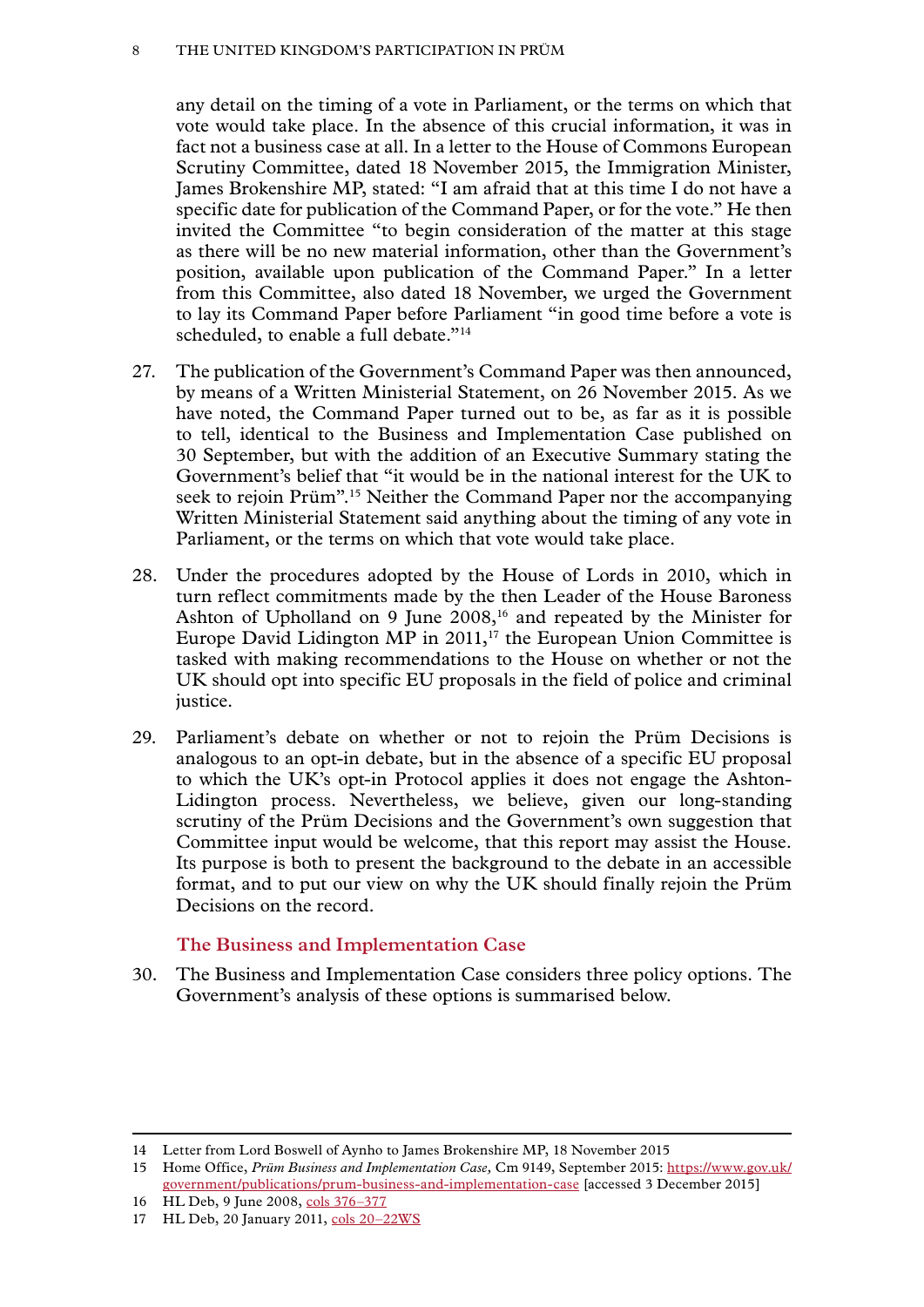any detail on the timing of a vote in Parliament, or the terms on which that vote would take place. In the absence of this crucial information, it was in fact not a business case at all. In a letter to the House of Commons European Scrutiny Committee, dated 18 November 2015, the Immigration Minister, James Brokenshire MP, stated: "I am afraid that at this time I do not have a specific date for publication of the Command Paper, or for the vote." He then invited the Committee "to begin consideration of the matter at this stage as there will be no new material information, other than the Government's position, available upon publication of the Command Paper." In a letter from this Committee, also dated 18 November, we urged the Government to lay its Command Paper before Parliament "in good time before a vote is scheduled, to enable a full debate."[14]

27. The publication of the Government's Command Paper was then announced, by means of a Written Ministerial Statement, on 26 November 2015. As we have noted, the Command Paper turned out to be, as far as it is possible to tell, identical to the Business and Implementation Case published on 30 September, but with the addition of an Executive Summary stating the Government's belief that "it would be in the national interest for the UK to seek to rejoin Prüm".[15] Neither the Command Paper nor the accompanying Written Ministerial Statement said anything about the timing of any vote in Parliament, or the terms on which that vote would take place.

28. Under the procedures adopted by the House of Lords in 2010, which in turn reflect commitments made by the then Leader of the House Baroness Ashton of Upholland on 9 June 2008,[16] and repeated by the Minister for Europe David Lidington MP in 2011,[17] the European Union Committee is tasked with making recommendations to the House on whether or not the UK should opt into specific EU proposals in the field of police and criminal justice.

29. Parliament's debate on whether or not to rejoin the Prüm Decisions is analogous to an opt-in debate, but in the absence of a specific EU proposal to which the UK's opt-in Protocol applies it does not engage the Ashton-Lidington process. Nevertheless, we believe, given our long-standing scrutiny of the Prüm Decisions and the Government's own suggestion that Committee input would be welcome, that this report may assist the House. Its purpose is both to present the background to the debate in an accessible format, and to put our view on why the UK should finally rejoin the Prüm Decisions on the record.

### The Business and Implementation Case

30. The Business and Implementation Case considers three policy options. The Government's analysis of these options is summarised below.

---

14 Letter from Lord Boswell of Aynho to James Brokenshire MP, 18 November 2015

15 Home Office, *Prüm Business and Implementation Case,* Cm 9149, September 2015: https://www.gov.uk/government/publications/prum-business-and-implementation-case [accessed 3 December 2015]

16 HL Deb, 9 June 2008, cols 376–377

17 HL Deb, 20 January 2011, cols 20–22WS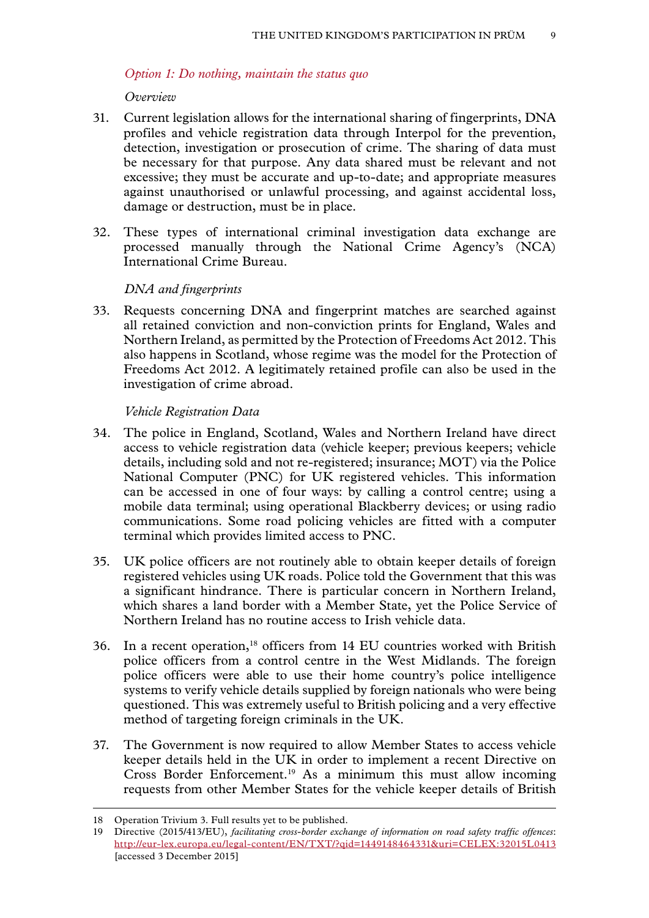*Option 1: Do nothing, maintain the status quo*

*Overview*

31. Current legislation allows for the international sharing of fingerprints, DNA profiles and vehicle registration data through Interpol for the prevention, detection, investigation or prosecution of crime. The sharing of data must be necessary for that purpose. Any data shared must be relevant and not excessive; they must be accurate and up-to-date; and appropriate measures against unauthorised or unlawful processing, and against accidental loss, damage or destruction, must be in place.

32. These types of international criminal investigation data exchange are processed manually through the National Crime Agency's (NCA) International Crime Bureau.

*DNA and fingerprints*

33. Requests concerning DNA and fingerprint matches are searched against all retained conviction and non-conviction prints for England, Wales and Northern Ireland, as permitted by the Protection of Freedoms Act 2012. This also happens in Scotland, whose regime was the model for the Protection of Freedoms Act 2012. A legitimately retained profile can also be used in the investigation of crime abroad.

*Vehicle Registration Data*

34. The police in England, Scotland, Wales and Northern Ireland have direct access to vehicle registration data (vehicle keeper; previous keepers; vehicle details, including sold and not re-registered; insurance; MOT) via the Police National Computer (PNC) for UK registered vehicles. This information can be accessed in one of four ways: by calling a control centre; using a mobile data terminal; using operational Blackberry devices; or using radio communications. Some road policing vehicles are fitted with a computer terminal which provides limited access to PNC.

35. UK police officers are not routinely able to obtain keeper details of foreign registered vehicles using UK roads. Police told the Government that this was a significant hindrance. There is particular concern in Northern Ireland, which shares a land border with a Member State, yet the Police Service of Northern Ireland has no routine access to Irish vehicle data.

36. In a recent operation,[18] officers from 14 EU countries worked with British police officers from a control centre in the West Midlands. The foreign police officers were able to use their home country's police intelligence systems to verify vehicle details supplied by foreign nationals who were being questioned. This was extremely useful to British policing and a very effective method of targeting foreign criminals in the UK.

37. The Government is now required to allow Member States to access vehicle keeper details held in the UK in order to implement a recent Directive on Cross Border Enforcement.[19] As a minimum this must allow incoming requests from other Member States for the vehicle keeper details of British

---

18 Operation Trivium 3. Full results yet to be published.

19 Directive (2015/413/EU), *facilitating cross-border exchange of information on road safety traffic offences*: http://eur-lex.europa.eu/legal-content/EN/TXT/?qid=1449148464331&uri=CELEX:32015L0413 [accessed 3 December 2015]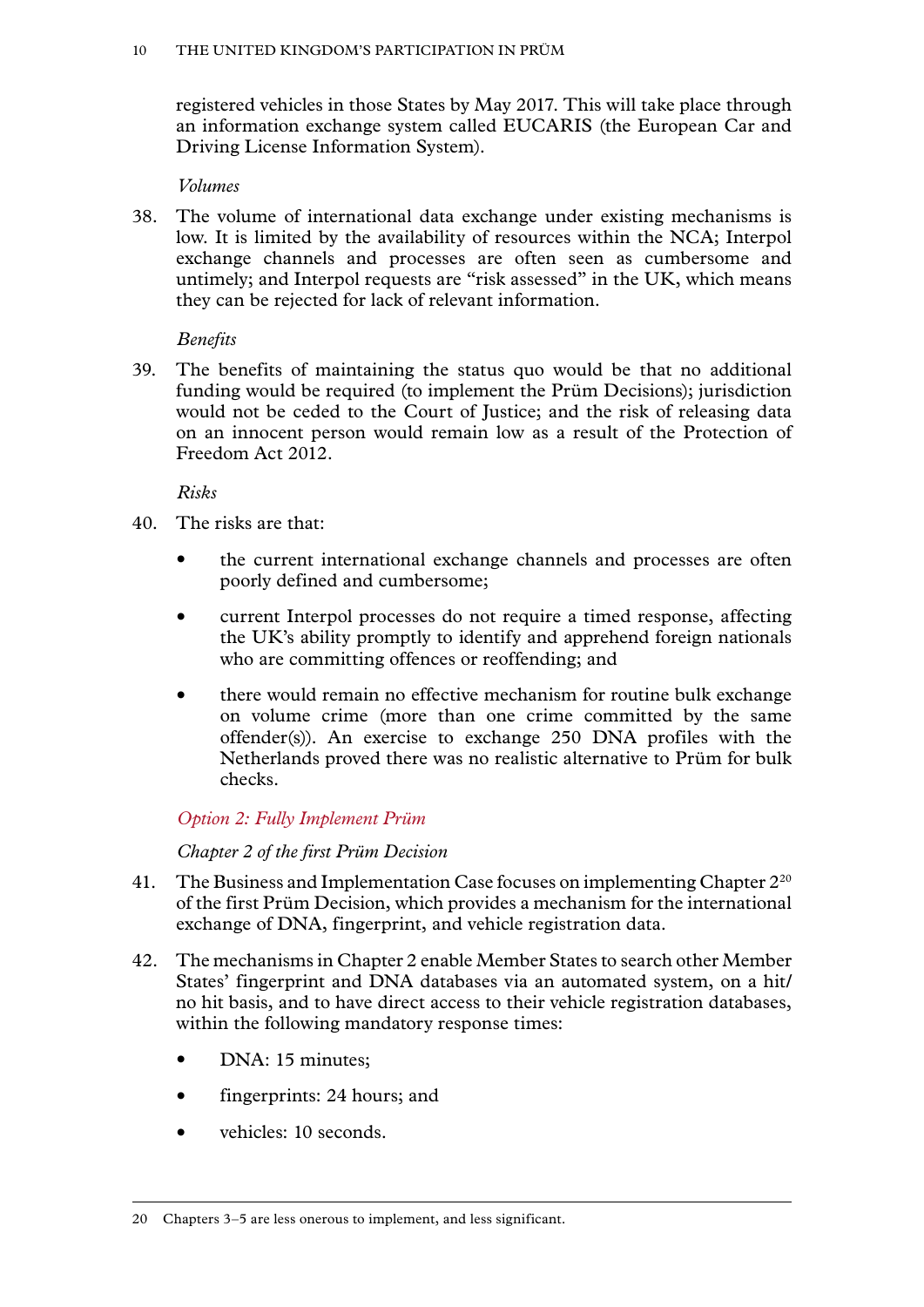registered vehicles in those States by May 2017. This will take place through an information exchange system called EUCARIS (the European Car and Driving License Information System).

*Volumes*

38. The volume of international data exchange under existing mechanisms is low. It is limited by the availability of resources within the NCA; Interpol exchange channels and processes are often seen as cumbersome and untimely; and Interpol requests are "risk assessed" in the UK, which means they can be rejected for lack of relevant information.

*Benefits*

39. The benefits of maintaining the status quo would be that no additional funding would be required (to implement the Prüm Decisions); jurisdiction would not be ceded to the Court of Justice; and the risk of releasing data on an innocent person would remain low as a result of the Protection of Freedom Act 2012.

*Risks*

40. The risks are that:

- the current international exchange channels and processes are often poorly defined and cumbersome;
- current Interpol processes do not require a timed response, affecting the UK's ability promptly to identify and apprehend foreign nationals who are committing offences or reoffending; and
- there would remain no effective mechanism for routine bulk exchange on volume crime (more than one crime committed by the same offender(s)). An exercise to exchange 250 DNA profiles with the Netherlands proved there was no realistic alternative to Prüm for bulk checks.

### *Option 2: Fully Implement Prüm*

*Chapter 2 of the first Prüm Decision*

41. The Business and Implementation Case focuses on implementing Chapter 2[20] of the first Prüm Decision, which provides a mechanism for the international exchange of DNA, fingerprint, and vehicle registration data.

42. The mechanisms in Chapter 2 enable Member States to search other Member States' fingerprint and DNA databases via an automated system, on a hit/no hit basis, and to have direct access to their vehicle registration databases, within the following mandatory response times:

- DNA: 15 minutes;
- fingerprints: 24 hours; and
- vehicles: 10 seconds.

---

20 Chapters 3–5 are less onerous to implement, and less significant.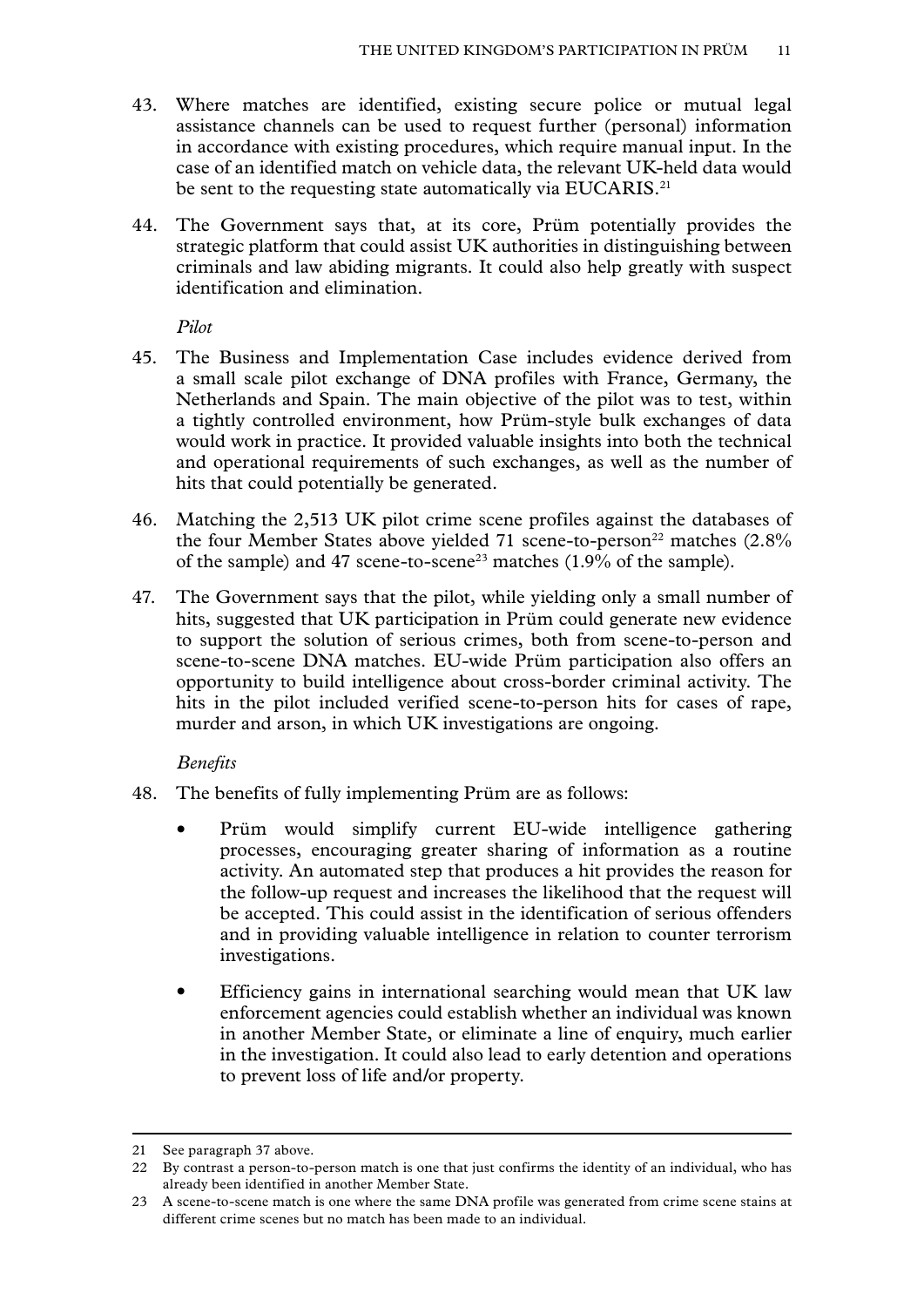43. Where matches are identified, existing secure police or mutual legal assistance channels can be used to request further (personal) information in accordance with existing procedures, which require manual input. In the case of an identified match on vehicle data, the relevant UK-held data would be sent to the requesting state automatically via EUCARIS.[21]

44. The Government says that, at its core, Prüm potentially provides the strategic platform that could assist UK authorities in distinguishing between criminals and law abiding migrants. It could also help greatly with suspect identification and elimination.

*Pilot*

45. The Business and Implementation Case includes evidence derived from a small scale pilot exchange of DNA profiles with France, Germany, the Netherlands and Spain. The main objective of the pilot was to test, within a tightly controlled environment, how Prüm-style bulk exchanges of data would work in practice. It provided valuable insights into both the technical and operational requirements of such exchanges, as well as the number of hits that could potentially be generated.

46. Matching the 2,513 UK pilot crime scene profiles against the databases of the four Member States above yielded 71 scene-to-person[22] matches (2.8% of the sample) and 47 scene-to-scene[23] matches (1.9% of the sample).

47. The Government says that the pilot, while yielding only a small number of hits, suggested that UK participation in Prüm could generate new evidence to support the solution of serious crimes, both from scene-to-person and scene-to-scene DNA matches. EU-wide Prüm participation also offers an opportunity to build intelligence about cross-border criminal activity. The hits in the pilot included verified scene-to-person hits for cases of rape, murder and arson, in which UK investigations are ongoing.

*Benefits*

48. The benefits of fully implementing Prüm are as follows:

- Prüm would simplify current EU-wide intelligence gathering processes, encouraging greater sharing of information as a routine activity. An automated step that produces a hit provides the reason for the follow-up request and increases the likelihood that the request will be accepted. This could assist in the identification of serious offenders and in providing valuable intelligence in relation to counter terrorism investigations.

- Efficiency gains in international searching would mean that UK law enforcement agencies could establish whether an individual was known in another Member State, or eliminate a line of enquiry, much earlier in the investigation. It could also lead to early detention and operations to prevent loss of life and/or property.

---

21 See paragraph 37 above.

22 By contrast a person-to-person match is one that just confirms the identity of an individual, who has already been identified in another Member State.

23 A scene-to-scene match is one where the same DNA profile was generated from crime scene stains at different crime scenes but no match has been made to an individual.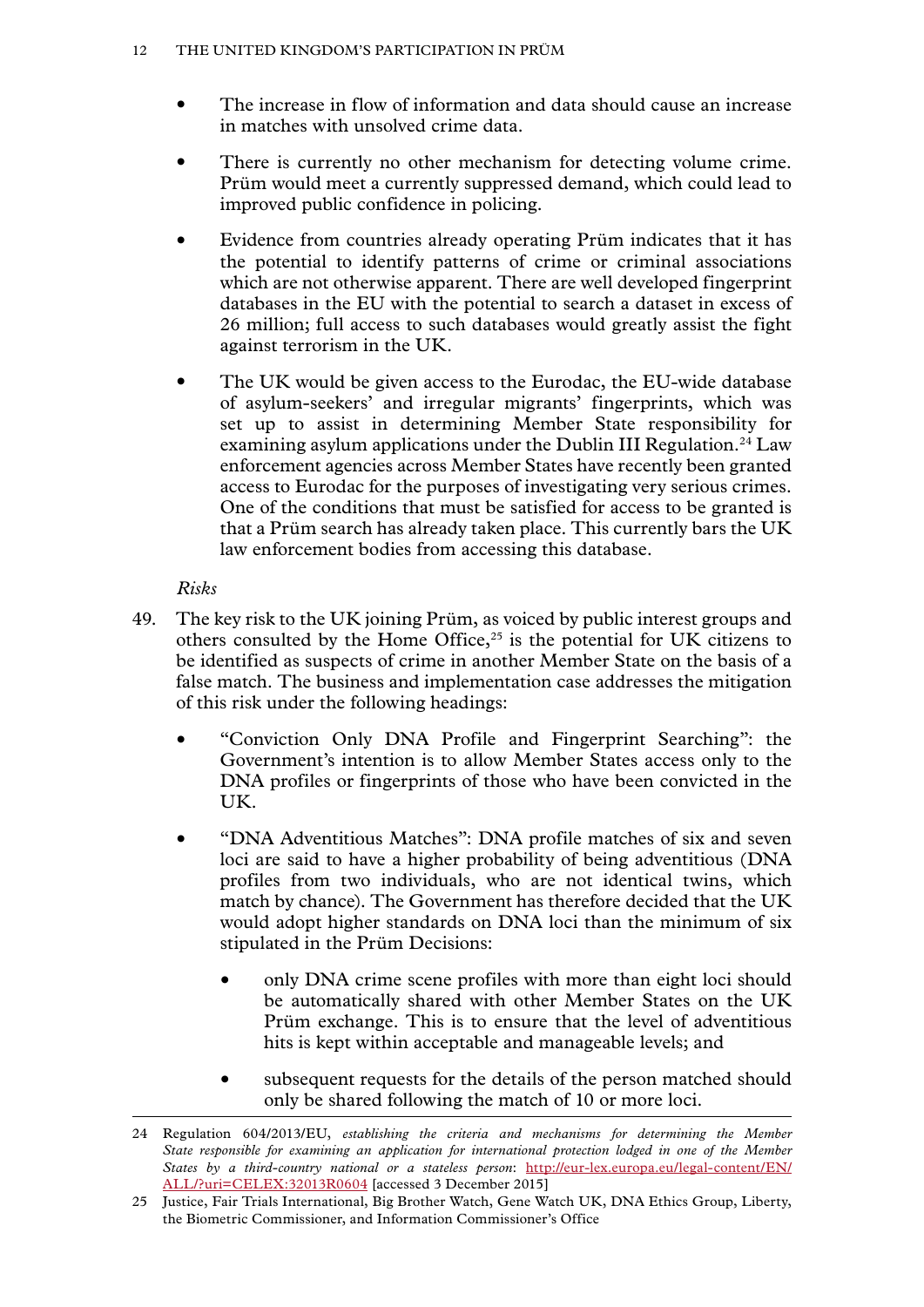- The increase in flow of information and data should cause an increase in matches with unsolved crime data.
- There is currently no other mechanism for detecting volume crime. Prüm would meet a currently suppressed demand, which could lead to improved public confidence in policing.
- Evidence from countries already operating Prüm indicates that it has the potential to identify patterns of crime or criminal associations which are not otherwise apparent. There are well developed fingerprint databases in the EU with the potential to search a dataset in excess of 26 million; full access to such databases would greatly assist the fight against terrorism in the UK.
- The UK would be given access to the Eurodac, the EU-wide database of asylum-seekers' and irregular migrants' fingerprints, which was set up to assist in determining Member State responsibility for examining asylum applications under the Dublin III Regulation.[24] Law enforcement agencies across Member States have recently been granted access to Eurodac for the purposes of investigating very serious crimes. One of the conditions that must be satisfied for access to be granted is that a Prüm search has already taken place. This currently bars the UK law enforcement bodies from accessing this database.

*Risks*

49. The key risk to the UK joining Prüm, as voiced by public interest groups and others consulted by the Home Office,[25] is the potential for UK citizens to be identified as suspects of crime in another Member State on the basis of a false match. The business and implementation case addresses the mitigation of this risk under the following headings:

- "Conviction Only DNA Profile and Fingerprint Searching": the Government's intention is to allow Member States access only to the DNA profiles or fingerprints of those who have been convicted in the UK.
- "DNA Adventitious Matches": DNA profile matches of six and seven loci are said to have a higher probability of being adventitious (DNA profiles from two individuals, who are not identical twins, which match by chance). The Government has therefore decided that the UK would adopt higher standards on DNA loci than the minimum of six stipulated in the Prüm Decisions:
  - only DNA crime scene profiles with more than eight loci should be automatically shared with other Member States on the UK Prüm exchange. This is to ensure that the level of adventitious hits is kept within acceptable and manageable levels; and
  - subsequent requests for the details of the person matched should only be shared following the match of 10 or more loci.

---

24 Regulation 604/2013/EU, *establishing the criteria and mechanisms for determining the Member State responsible for examining an application for international protection lodged in one of the Member States by a third-country national or a stateless person*: http://eur-lex.europa.eu/legal-content/EN/ALL/?uri=CELEX:32013R0604 [accessed 3 December 2015]

25 Justice, Fair Trials International, Big Brother Watch, Gene Watch UK, DNA Ethics Group, Liberty, the Biometric Commissioner, and Information Commissioner's Office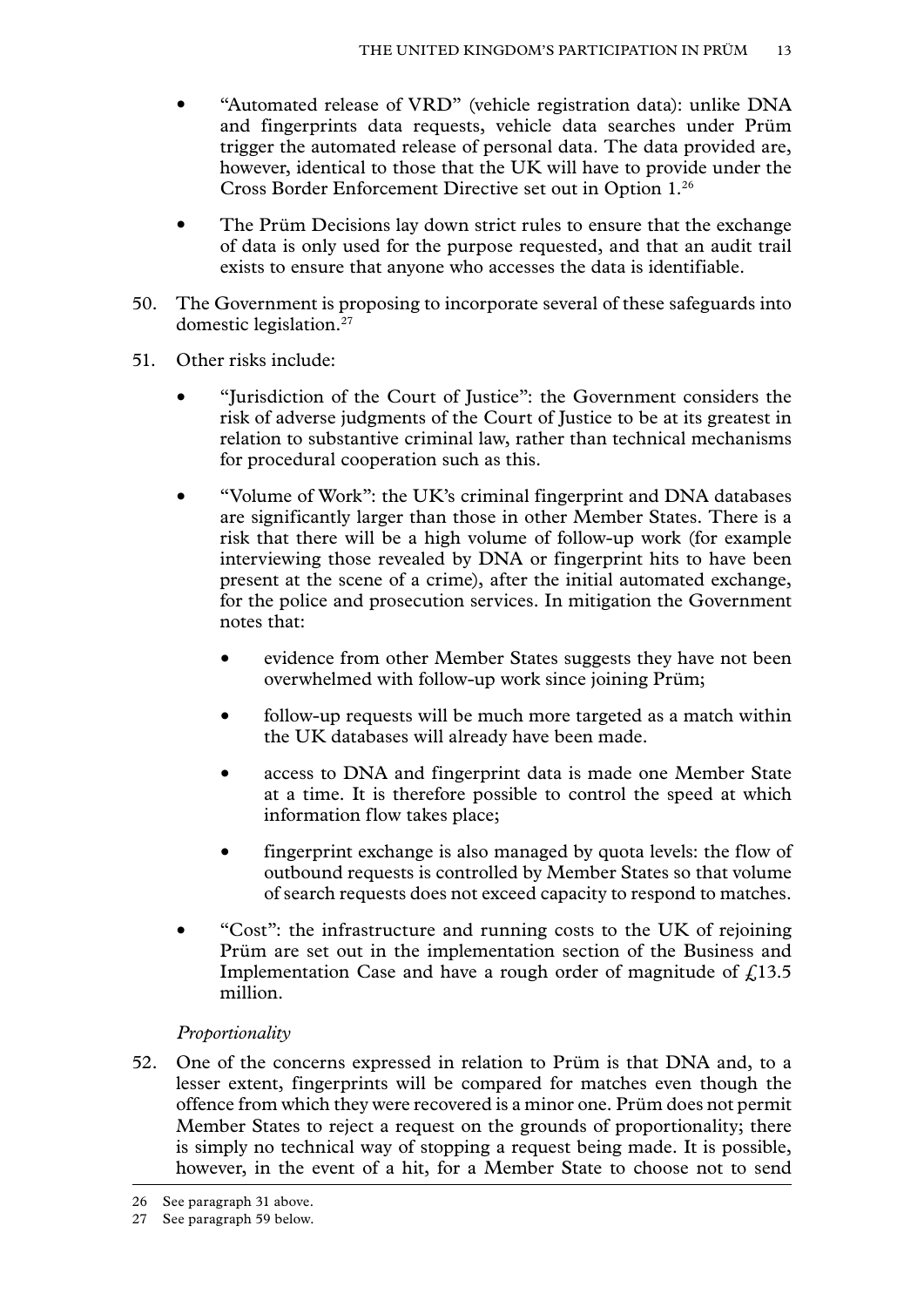- "Automated release of VRD" (vehicle registration data): unlike DNA and fingerprints data requests, vehicle data searches under Prüm trigger the automated release of personal data. The data provided are, however, identical to those that the UK will have to provide under the Cross Border Enforcement Directive set out in Option 1.[26]

- The Prüm Decisions lay down strict rules to ensure that the exchange of data is only used for the purpose requested, and that an audit trail exists to ensure that anyone who accesses the data is identifiable.

50. The Government is proposing to incorporate several of these safeguards into domestic legislation.[27]

51. Other risks include:

- "Jurisdiction of the Court of Justice": the Government considers the risk of adverse judgments of the Court of Justice to be at its greatest in relation to substantive criminal law, rather than technical mechanisms for procedural cooperation such as this.

- "Volume of Work": the UK's criminal fingerprint and DNA databases are significantly larger than those in other Member States. There is a risk that there will be a high volume of follow-up work (for example interviewing those revealed by DNA or fingerprint hits to have been present at the scene of a crime), after the initial automated exchange, for the police and prosecution services. In mitigation the Government notes that:

  - evidence from other Member States suggests they have not been overwhelmed with follow-up work since joining Prüm;

  - follow-up requests will be much more targeted as a match within the UK databases will already have been made.

  - access to DNA and fingerprint data is made one Member State at a time. It is therefore possible to control the speed at which information flow takes place;

  - fingerprint exchange is also managed by quota levels: the flow of outbound requests is controlled by Member States so that volume of search requests does not exceed capacity to respond to matches.

- "Cost": the infrastructure and running costs to the UK of rejoining Prüm are set out in the implementation section of the Business and Implementation Case and have a rough order of magnitude of £13.5 million.

*Proportionality*

52. One of the concerns expressed in relation to Prüm is that DNA and, to a lesser extent, fingerprints will be compared for matches even though the offence from which they were recovered is a minor one. Prüm does not permit Member States to reject a request on the grounds of proportionality; there is simply no technical way of stopping a request being made. It is possible, however, in the event of a hit, for a Member State to choose not to send

---

26 See paragraph 31 above.

27 See paragraph 59 below.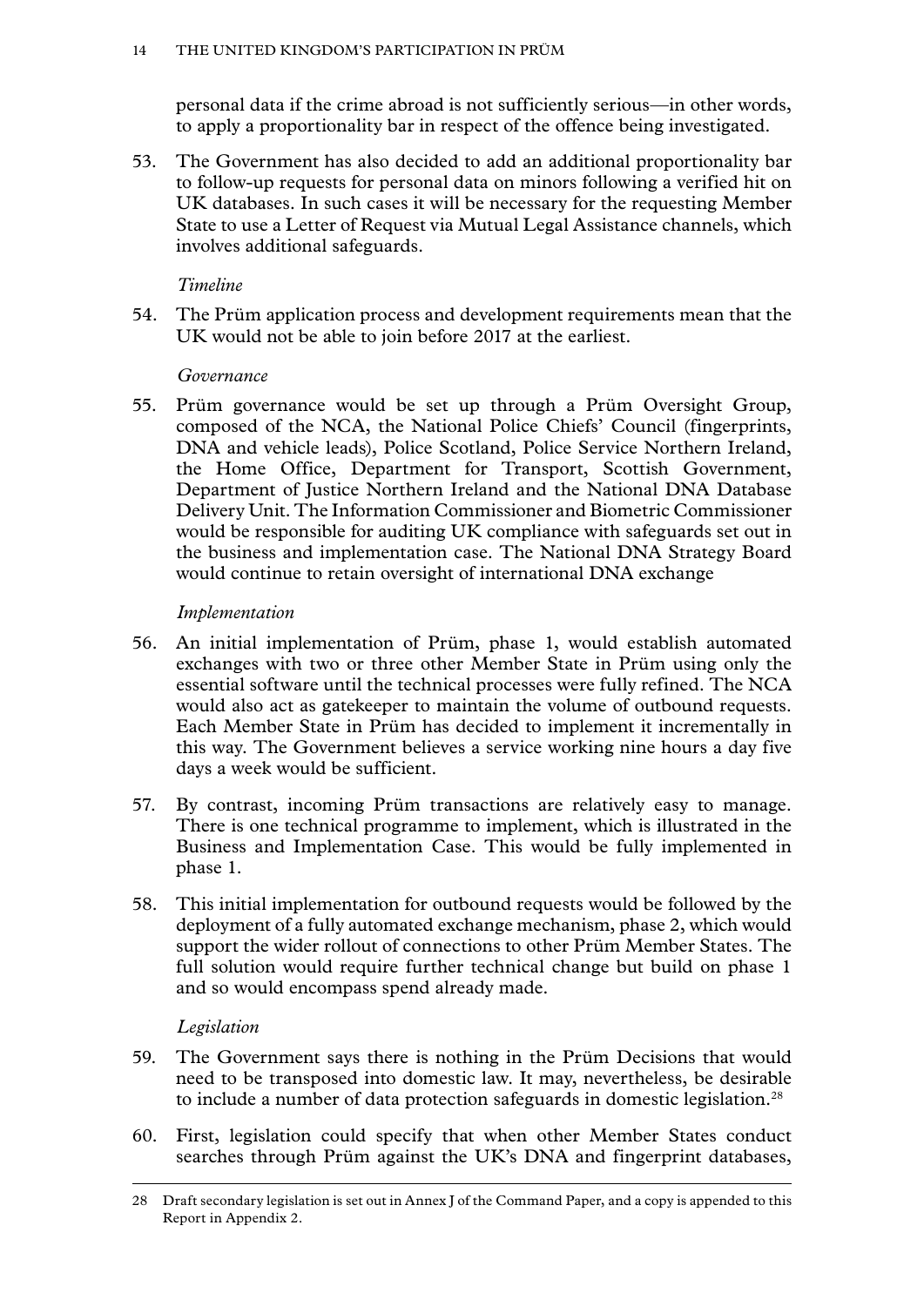personal data if the crime abroad is not sufficiently serious—in other words, to apply a proportionality bar in respect of the offence being investigated.

53. The Government has also decided to add an additional proportionality bar to follow-up requests for personal data on minors following a verified hit on UK databases. In such cases it will be necessary for the requesting Member State to use a Letter of Request via Mutual Legal Assistance channels, which involves additional safeguards.

*Timeline*

54. The Prüm application process and development requirements mean that the UK would not be able to join before 2017 at the earliest.

*Governance*

55. Prüm governance would be set up through a Prüm Oversight Group, composed of the NCA, the National Police Chiefs' Council (fingerprints, DNA and vehicle leads), Police Scotland, Police Service Northern Ireland, the Home Office, Department for Transport, Scottish Government, Department of Justice Northern Ireland and the National DNA Database Delivery Unit. The Information Commissioner and Biometric Commissioner would be responsible for auditing UK compliance with safeguards set out in the business and implementation case. The National DNA Strategy Board would continue to retain oversight of international DNA exchange

*Implementation*

56. An initial implementation of Prüm, phase 1, would establish automated exchanges with two or three other Member State in Prüm using only the essential software until the technical processes were fully refined. The NCA would also act as gatekeeper to maintain the volume of outbound requests. Each Member State in Prüm has decided to implement it incrementally in this way. The Government believes a service working nine hours a day five days a week would be sufficient.

57. By contrast, incoming Prüm transactions are relatively easy to manage. There is one technical programme to implement, which is illustrated in the Business and Implementation Case. This would be fully implemented in phase 1.

58. This initial implementation for outbound requests would be followed by the deployment of a fully automated exchange mechanism, phase 2, which would support the wider rollout of connections to other Prüm Member States. The full solution would require further technical change but build on phase 1 and so would encompass spend already made.

*Legislation*

59. The Government says there is nothing in the Prüm Decisions that would need to be transposed into domestic law. It may, nevertheless, be desirable to include a number of data protection safeguards in domestic legislation.[28]

60. First, legislation could specify that when other Member States conduct searches through Prüm against the UK's DNA and fingerprint databases,

---

[28] Draft secondary legislation is set out in Annex J of the Command Paper, and a copy is appended to this Report in Appendix 2.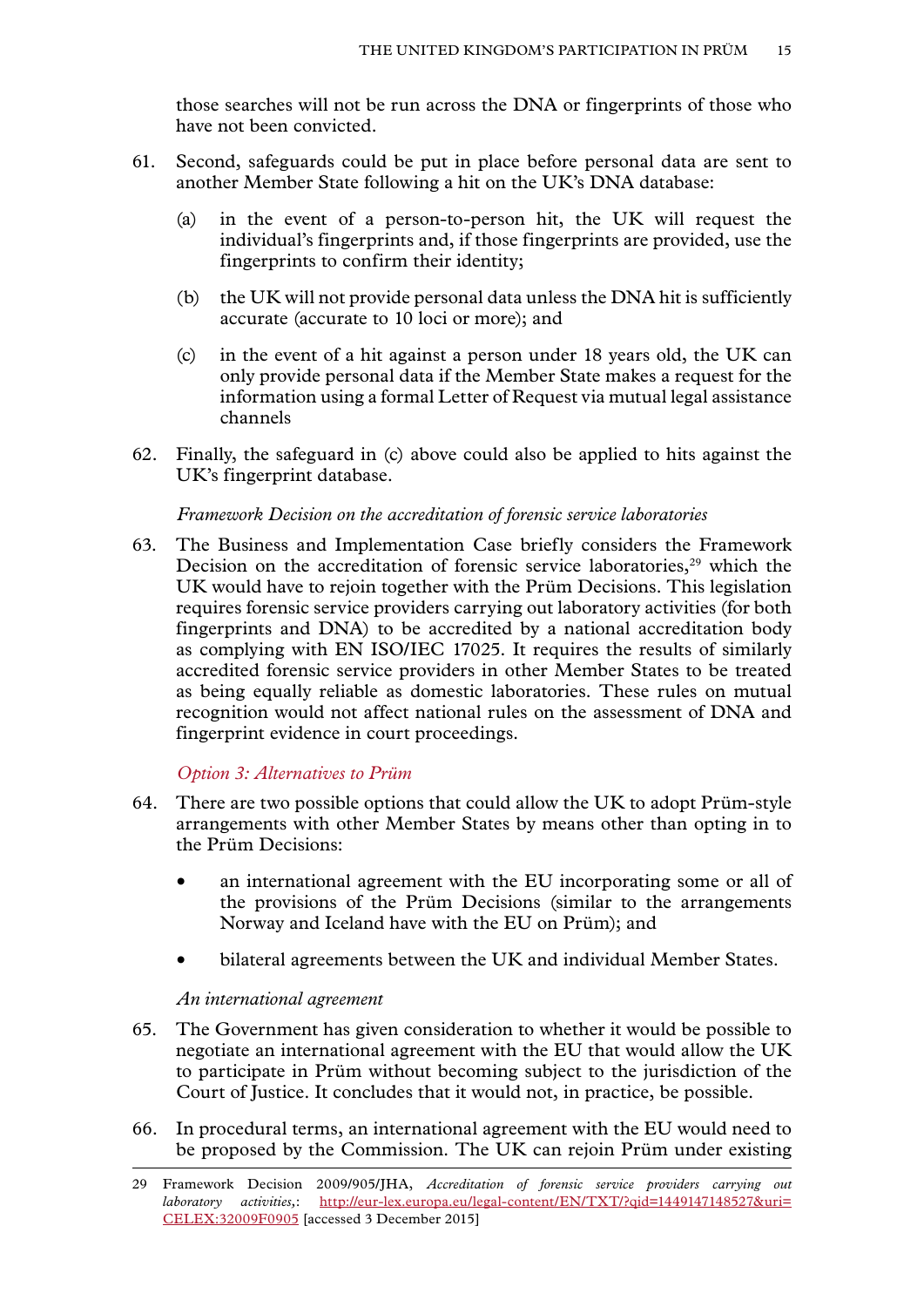those searches will not be run across the DNA or fingerprints of those who have not been convicted.

61. Second, safeguards could be put in place before personal data are sent to another Member State following a hit on the UK's DNA database:

    (a) in the event of a person-to-person hit, the UK will request the individual's fingerprints and, if those fingerprints are provided, use the fingerprints to confirm their identity;

    (b) the UK will not provide personal data unless the DNA hit is sufficiently accurate (accurate to 10 loci or more); and

    (c) in the event of a hit against a person under 18 years old, the UK can only provide personal data if the Member State makes a request for the information using a formal Letter of Request via mutual legal assistance channels

62. Finally, the safeguard in (c) above could also be applied to hits against the UK's fingerprint database.

*Framework Decision on the accreditation of forensic service laboratories*

63. The Business and Implementation Case briefly considers the Framework Decision on the accreditation of forensic service laboratories,[29] which the UK would have to rejoin together with the Prüm Decisions. This legislation requires forensic service providers carrying out laboratory activities (for both fingerprints and DNA) to be accredited by a national accreditation body as complying with EN ISO/IEC 17025. It requires the results of similarly accredited forensic service providers in other Member States to be treated as being equally reliable as domestic laboratories. These rules on mutual recognition would not affect national rules on the assessment of DNA and fingerprint evidence in court proceedings.

### *Option 3: Alternatives to Prüm*

64. There are two possible options that could allow the UK to adopt Prüm-style arrangements with other Member States by means other than opting in to the Prüm Decisions:

    - an international agreement with the EU incorporating some or all of the provisions of the Prüm Decisions (similar to the arrangements Norway and Iceland have with the EU on Prüm); and

    - bilateral agreements between the UK and individual Member States.

*An international agreement*

65. The Government has given consideration to whether it would be possible to negotiate an international agreement with the EU that would allow the UK to participate in Prüm without becoming subject to the jurisdiction of the Court of Justice. It concludes that it would not, in practice, be possible.

66. In procedural terms, an international agreement with the EU would need to be proposed by the Commission. The UK can rejoin Prüm under existing

---

29 Framework Decision 2009/905/JHA, *Accreditation of forensic service providers carrying out laboratory activities*,: http://eur-lex.europa.eu/legal-content/EN/TXT/?qid=1449147148527&uri=CELEX:32009F0905 [accessed 3 December 2015]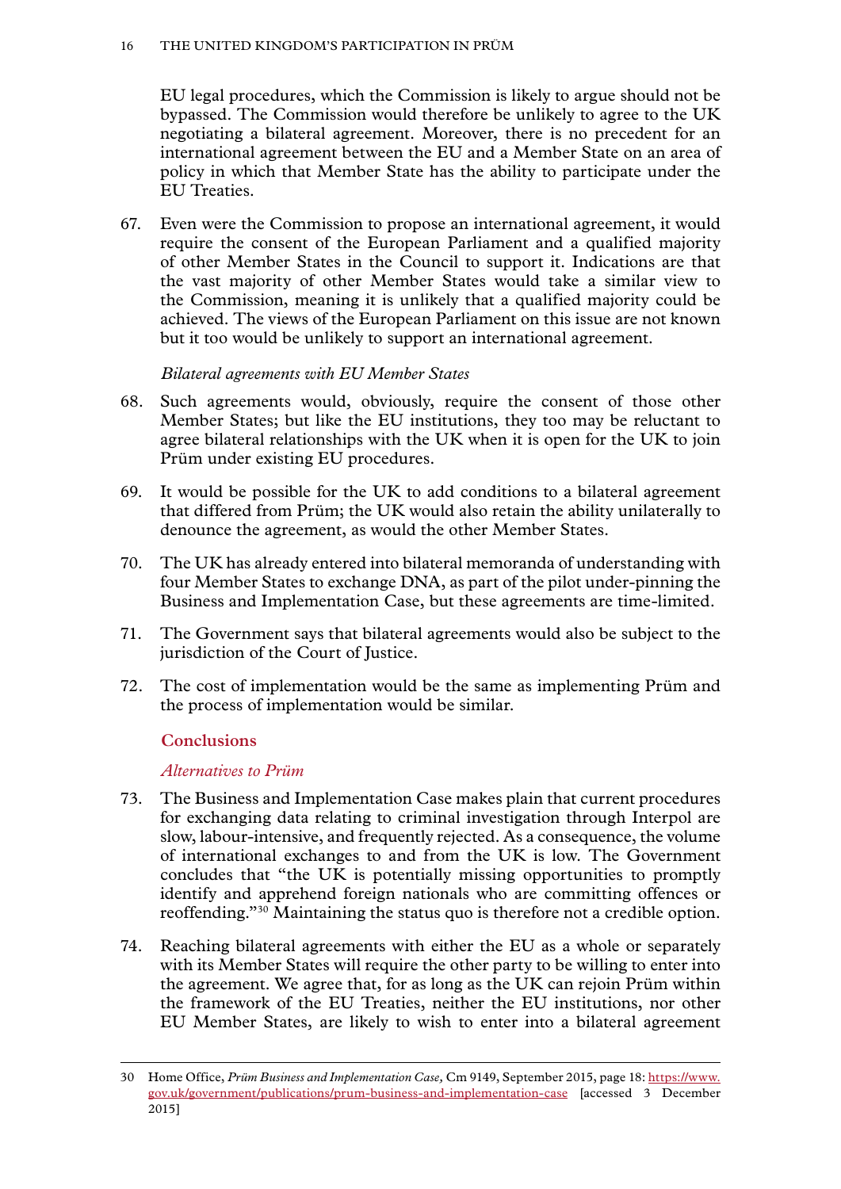EU legal procedures, which the Commission is likely to argue should not be bypassed. The Commission would therefore be unlikely to agree to the UK negotiating a bilateral agreement. Moreover, there is no precedent for an international agreement between the EU and a Member State on an area of policy in which that Member State has the ability to participate under the EU Treaties.

67. Even were the Commission to propose an international agreement, it would require the consent of the European Parliament and a qualified majority of other Member States in the Council to support it. Indications are that the vast majority of other Member States would take a similar view to the Commission, meaning it is unlikely that a qualified majority could be achieved. The views of the European Parliament on this issue are not known but it too would be unlikely to support an international agreement.

*Bilateral agreements with EU Member States*

68. Such agreements would, obviously, require the consent of those other Member States; but like the EU institutions, they too may be reluctant to agree bilateral relationships with the UK when it is open for the UK to join Prüm under existing EU procedures.

69. It would be possible for the UK to add conditions to a bilateral agreement that differed from Prüm; the UK would also retain the ability unilaterally to denounce the agreement, as would the other Member States.

70. The UK has already entered into bilateral memoranda of understanding with four Member States to exchange DNA, as part of the pilot under-pinning the Business and Implementation Case, but these agreements are time-limited.

71. The Government says that bilateral agreements would also be subject to the jurisdiction of the Court of Justice.

72. The cost of implementation would be the same as implementing Prüm and the process of implementation would be similar.

## Conclusions

### *Alternatives to Prüm*

73. The Business and Implementation Case makes plain that current procedures for exchanging data relating to criminal investigation through Interpol are slow, labour-intensive, and frequently rejected. As a consequence, the volume of international exchanges to and from the UK is low. The Government concludes that "the UK is potentially missing opportunities to promptly identify and apprehend foreign nationals who are committing offences or reoffending."[30] Maintaining the status quo is therefore not a credible option.

74. Reaching bilateral agreements with either the EU as a whole or separately with its Member States will require the other party to be willing to enter into the agreement. We agree that, for as long as the UK can rejoin Prüm within the framework of the EU Treaties, neither the EU institutions, nor other EU Member States, are likely to wish to enter into a bilateral agreement

---

30 Home Office, *Prüm Business and Implementation Case,* Cm 9149, September 2015, page 18: https://www.gov.uk/government/publications/prum-business-and-implementation-case [accessed 3 December 2015]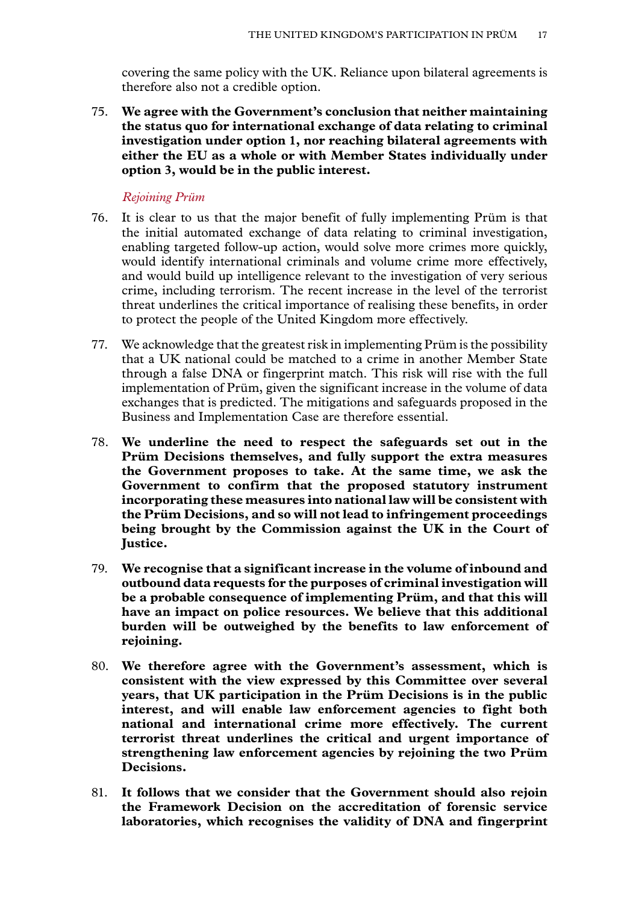covering the same policy with the UK. Reliance upon bilateral agreements is therefore also not a credible option.

75. **We agree with the Government's conclusion that neither maintaining the status quo for international exchange of data relating to criminal investigation under option 1, nor reaching bilateral agreements with either the EU as a whole or with Member States individually under option 3, would be in the public interest.**

*Rejoining Prüm*

76. It is clear to us that the major benefit of fully implementing Prüm is that the initial automated exchange of data relating to criminal investigation, enabling targeted follow-up action, would solve more crimes more quickly, would identify international criminals and volume crime more effectively, and would build up intelligence relevant to the investigation of very serious crime, including terrorism. The recent increase in the level of the terrorist threat underlines the critical importance of realising these benefits, in order to protect the people of the United Kingdom more effectively.

77. We acknowledge that the greatest risk in implementing Prüm is the possibility that a UK national could be matched to a crime in another Member State through a false DNA or fingerprint match. This risk will rise with the full implementation of Prüm, given the significant increase in the volume of data exchanges that is predicted. The mitigations and safeguards proposed in the Business and Implementation Case are therefore essential.

78. **We underline the need to respect the safeguards set out in the Prüm Decisions themselves, and fully support the extra measures the Government proposes to take. At the same time, we ask the Government to confirm that the proposed statutory instrument incorporating these measures into national law will be consistent with the Prüm Decisions, and so will not lead to infringement proceedings being brought by the Commission against the UK in the Court of Justice.**

79. **We recognise that a significant increase in the volume of inbound and outbound data requests for the purposes of criminal investigation will be a probable consequence of implementing Prüm, and that this will have an impact on police resources. We believe that this additional burden will be outweighed by the benefits to law enforcement of rejoining.**

80. **We therefore agree with the Government's assessment, which is consistent with the view expressed by this Committee over several years, that UK participation in the Prüm Decisions is in the public interest, and will enable law enforcement agencies to fight both national and international crime more effectively. The current terrorist threat underlines the critical and urgent importance of strengthening law enforcement agencies by rejoining the two Prüm Decisions.**

81. **It follows that we consider that the Government should also rejoin the Framework Decision on the accreditation of forensic service laboratories, which recognises the validity of DNA and fingerprint**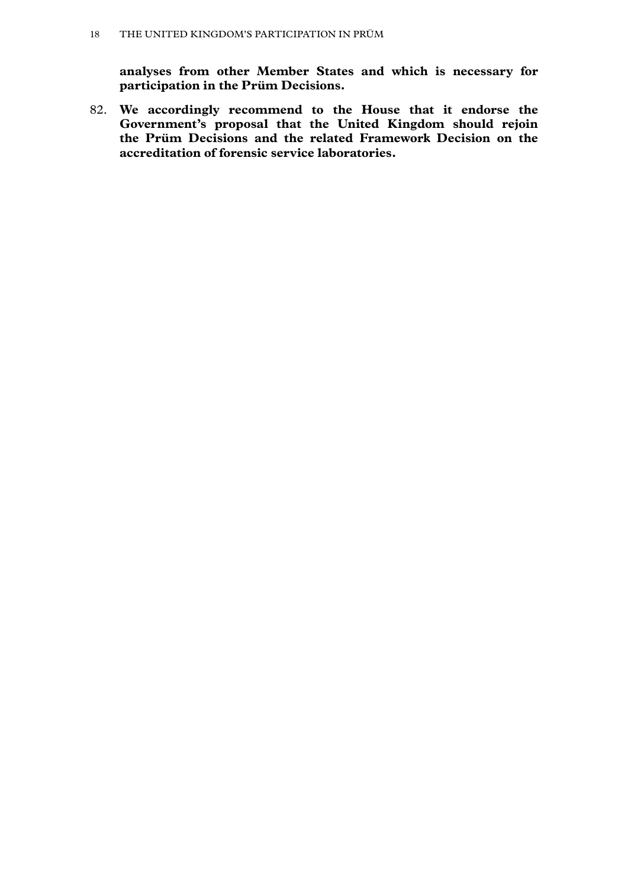**analyses from other Member States and which is necessary for participation in the Prüm Decisions.**

82. **We accordingly recommend to the House that it endorse the Government's proposal that the United Kingdom should rejoin the Prüm Decisions and the related Framework Decision on the accreditation of forensic service laboratories.**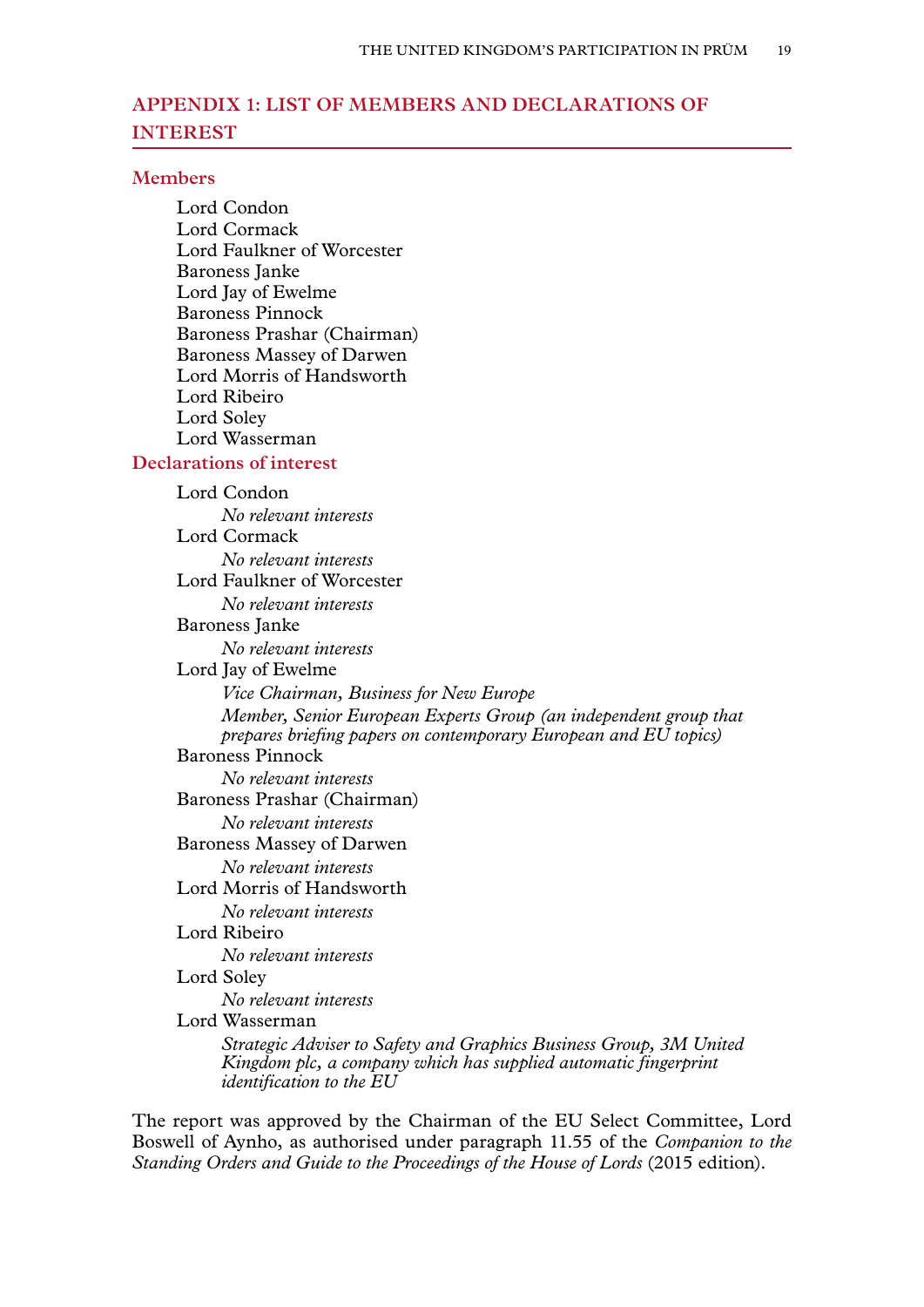## APPENDIX 1: LIST OF MEMBERS AND DECLARATIONS OF INTEREST

### Members

Lord Condon
Lord Cormack
Lord Faulkner of Worcester
Baroness Janke
Lord Jay of Ewelme
Baroness Pinnock
Baroness Prashar (Chairman)
Baroness Massey of Darwen
Lord Morris of Handsworth
Lord Ribeiro
Lord Soley
Lord Wasserman

### Declarations of interest

Lord Condon
*No relevant interests*

Lord Cormack
*No relevant interests*

Lord Faulkner of Worcester
*No relevant interests*

Baroness Janke
*No relevant interests*

Lord Jay of Ewelme
*Vice Chairman, Business for New Europe*
*Member, Senior European Experts Group (an independent group that prepares briefing papers on contemporary European and EU topics)*

Baroness Pinnock
*No relevant interests*

Baroness Prashar (Chairman)
*No relevant interests*

Baroness Massey of Darwen
*No relevant interests*

Lord Morris of Handsworth
*No relevant interests*

Lord Ribeiro
*No relevant interests*

Lord Soley
*No relevant interests*

Lord Wasserman
*Strategic Adviser to Safety and Graphics Business Group, 3M United Kingdom plc, a company which has supplied automatic fingerprint identification to the EU*

The report was approved by the Chairman of the EU Select Committee, Lord Boswell of Aynho, as authorised under paragraph 11.55 of the *Companion to the Standing Orders and Guide to the Proceedings of the House of Lords* (2015 edition).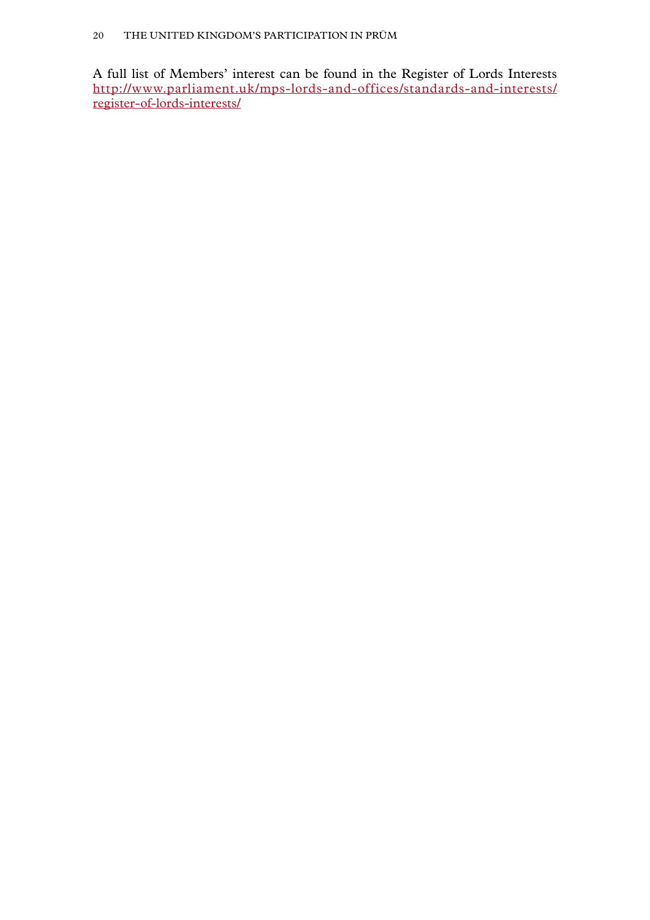A full list of Members' interest can be found in the Register of Lords Interests http://www.parliament.uk/mps-lords-and-offices/standards-and-interests/register-of-lords-interests/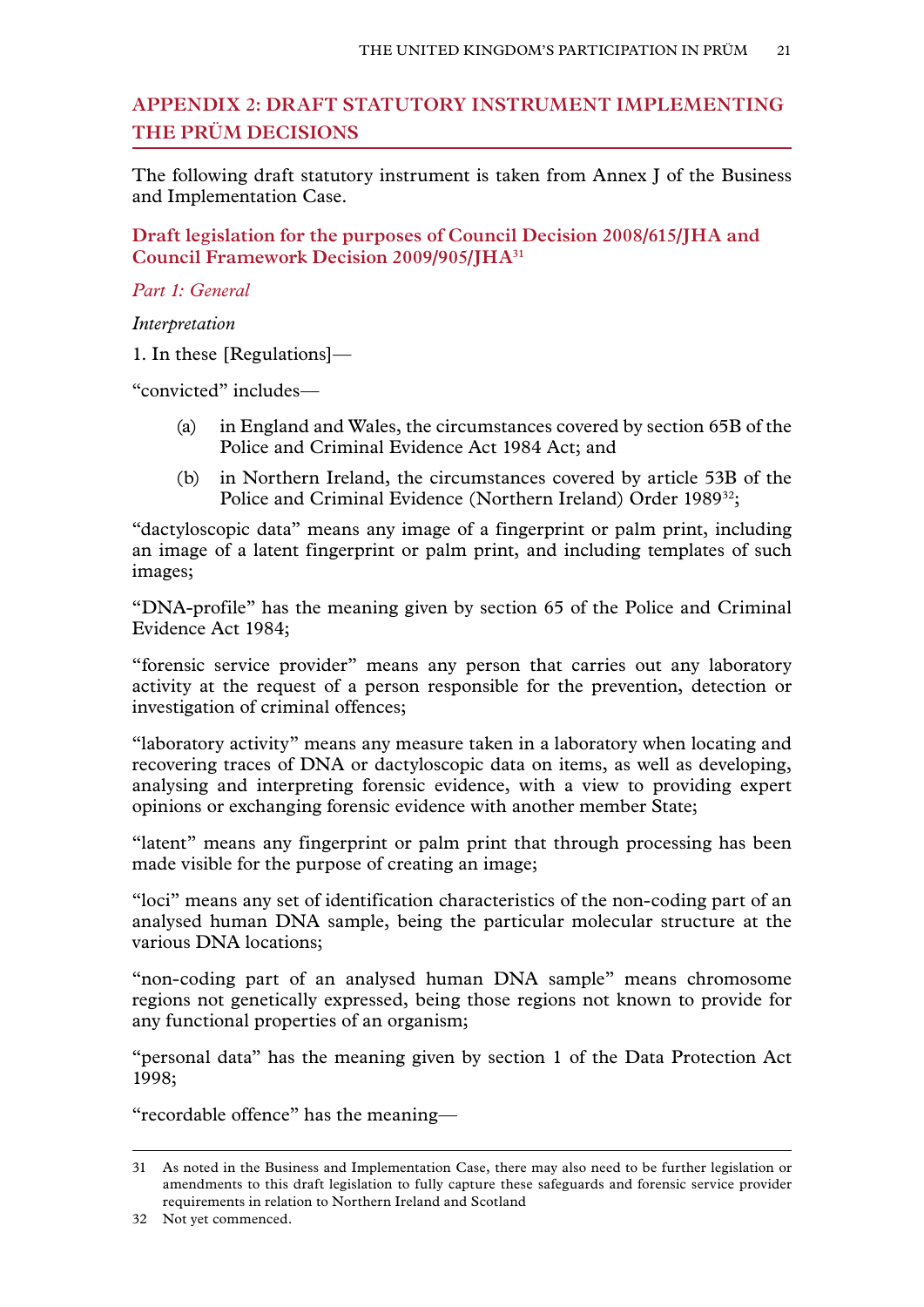## APPENDIX 2: DRAFT STATUTORY INSTRUMENT IMPLEMENTING THE PRÜM DECISIONS

The following draft statutory instrument is taken from Annex J of the Business and Implementation Case.

### Draft legislation for the purposes of Council Decision 2008/615/JHA and Council Framework Decision 2009/905/JHA[31]

*Part 1: General*

*Interpretation*

1. In these [Regulations]—

"convicted" includes—

(a) in England and Wales, the circumstances covered by section 65B of the Police and Criminal Evidence Act 1984 Act; and

(b) in Northern Ireland, the circumstances covered by article 53B of the Police and Criminal Evidence (Northern Ireland) Order 1989[32];

"dactyloscopic data" means any image of a fingerprint or palm print, including an image of a latent fingerprint or palm print, and including templates of such images;

"DNA-profile" has the meaning given by section 65 of the Police and Criminal Evidence Act 1984;

"forensic service provider" means any person that carries out any laboratory activity at the request of a person responsible for the prevention, detection or investigation of criminal offences;

"laboratory activity" means any measure taken in a laboratory when locating and recovering traces of DNA or dactyloscopic data on items, as well as developing, analysing and interpreting forensic evidence, with a view to providing expert opinions or exchanging forensic evidence with another member State;

"latent" means any fingerprint or palm print that through processing has been made visible for the purpose of creating an image;

"loci" means any set of identification characteristics of the non-coding part of an analysed human DNA sample, being the particular molecular structure at the various DNA locations;

"non-coding part of an analysed human DNA sample" means chromosome regions not genetically expressed, being those regions not known to provide for any functional properties of an organism;

"personal data" has the meaning given by section 1 of the Data Protection Act 1998;

"recordable offence" has the meaning—

---

31 As noted in the Business and Implementation Case, there may also need to be further legislation or amendments to this draft legislation to fully capture these safeguards and forensic service provider requirements in relation to Northern Ireland and Scotland

32 Not yet commenced.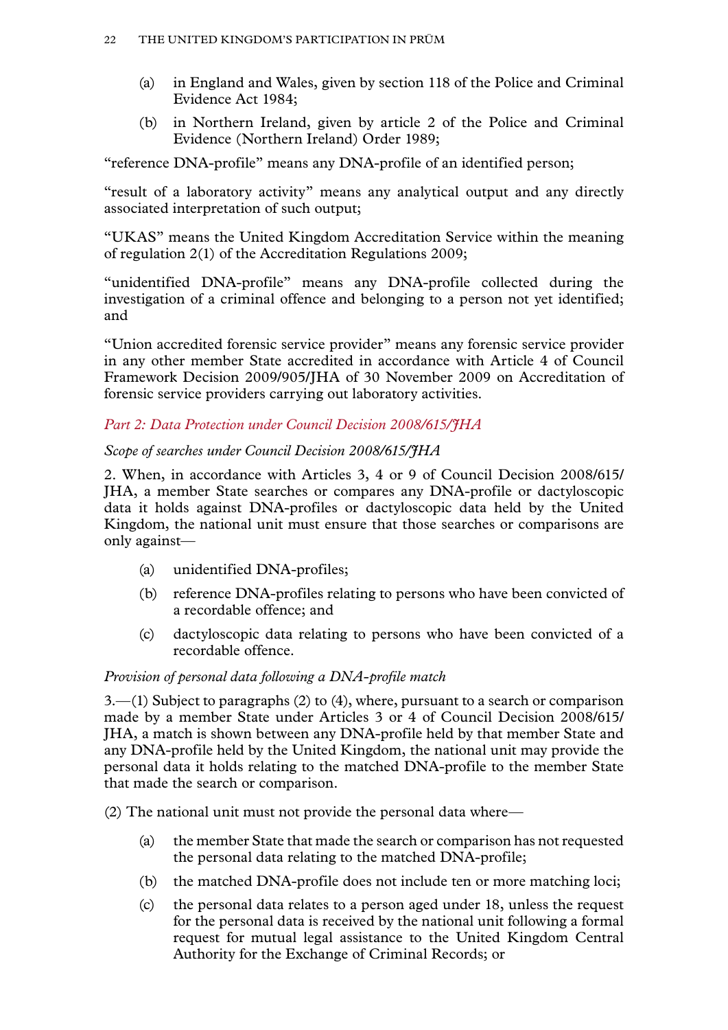- (a) in England and Wales, given by section 118 of the Police and Criminal Evidence Act 1984;
- (b) in Northern Ireland, given by article 2 of the Police and Criminal Evidence (Northern Ireland) Order 1989;

"reference DNA-profile" means any DNA-profile of an identified person;

"result of a laboratory activity" means any analytical output and any directly associated interpretation of such output;

"UKAS" means the United Kingdom Accreditation Service within the meaning of regulation 2(1) of the Accreditation Regulations 2009;

"unidentified DNA-profile" means any DNA-profile collected during the investigation of a criminal offence and belonging to a person not yet identified; and

"Union accredited forensic service provider" means any forensic service provider in any other member State accredited in accordance with Article 4 of Council Framework Decision 2009/905/JHA of 30 November 2009 on Accreditation of forensic service providers carrying out laboratory activities.

*Part 2: Data Protection under Council Decision 2008/615/JHA*

*Scope of searches under Council Decision 2008/615/JHA*

2. When, in accordance with Articles 3, 4 or 9 of Council Decision 2008/615/JHA, a member State searches or compares any DNA-profile or dactyloscopic data it holds against DNA-profiles or dactyloscopic data held by the United Kingdom, the national unit must ensure that those searches or comparisons are only against—

- (a) unidentified DNA-profiles;
- (b) reference DNA-profiles relating to persons who have been convicted of a recordable offence; and
- (c) dactyloscopic data relating to persons who have been convicted of a recordable offence.

*Provision of personal data following a DNA-profile match*

3.—(1) Subject to paragraphs (2) to (4), where, pursuant to a search or comparison made by a member State under Articles 3 or 4 of Council Decision 2008/615/JHA, a match is shown between any DNA-profile held by that member State and any DNA-profile held by the United Kingdom, the national unit may provide the personal data it holds relating to the matched DNA-profile to the member State that made the search or comparison.

(2) The national unit must not provide the personal data where—

- (a) the member State that made the search or comparison has not requested the personal data relating to the matched DNA-profile;
- (b) the matched DNA-profile does not include ten or more matching loci;
- (c) the personal data relates to a person aged under 18, unless the request for the personal data is received by the national unit following a formal request for mutual legal assistance to the United Kingdom Central Authority for the Exchange of Criminal Records; or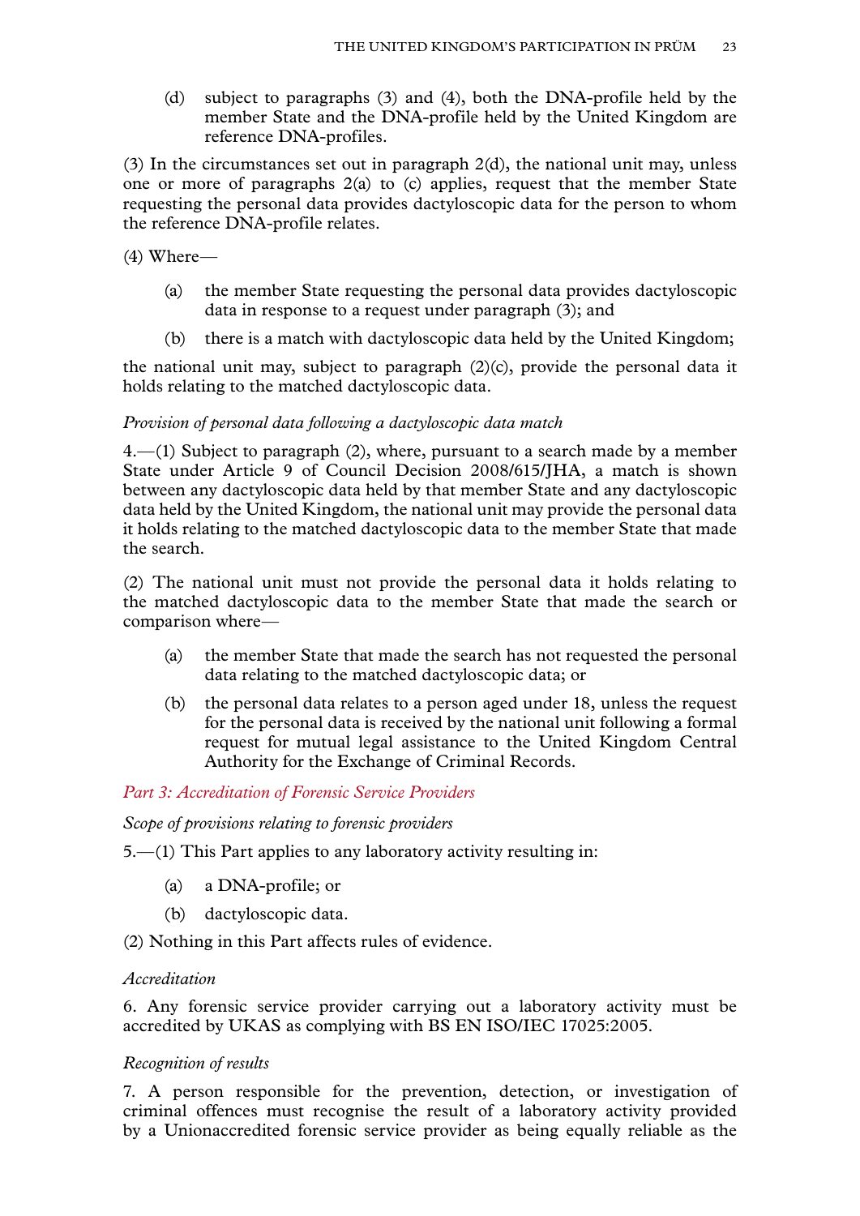(d) subject to paragraphs (3) and (4), both the DNA-profile held by the member State and the DNA-profile held by the United Kingdom are reference DNA-profiles.

(3) In the circumstances set out in paragraph 2(d), the national unit may, unless one or more of paragraphs 2(a) to (c) applies, request that the member State requesting the personal data provides dactyloscopic data for the person to whom the reference DNA-profile relates.

(4) Where—

(a) the member State requesting the personal data provides dactyloscopic data in response to a request under paragraph (3); and

(b) there is a match with dactyloscopic data held by the United Kingdom;

the national unit may, subject to paragraph (2)(c), provide the personal data it holds relating to the matched dactyloscopic data.

*Provision of personal data following a dactyloscopic data match*

4.—(1) Subject to paragraph (2), where, pursuant to a search made by a member State under Article 9 of Council Decision 2008/615/JHA, a match is shown between any dactyloscopic data held by that member State and any dactyloscopic data held by the United Kingdom, the national unit may provide the personal data it holds relating to the matched dactyloscopic data to the member State that made the search.

(2) The national unit must not provide the personal data it holds relating to the matched dactyloscopic data to the member State that made the search or comparison where—

(a) the member State that made the search has not requested the personal data relating to the matched dactyloscopic data; or

(b) the personal data relates to a person aged under 18, unless the request for the personal data is received by the national unit following a formal request for mutual legal assistance to the United Kingdom Central Authority for the Exchange of Criminal Records.

### *Part 3: Accreditation of Forensic Service Providers*

*Scope of provisions relating to forensic providers*

5.—(1) This Part applies to any laboratory activity resulting in:

(a) a DNA-profile; or

(b) dactyloscopic data.

(2) Nothing in this Part affects rules of evidence.

*Accreditation*

6. Any forensic service provider carrying out a laboratory activity must be accredited by UKAS as complying with BS EN ISO/IEC 17025:2005.

*Recognition of results*

7. A person responsible for the prevention, detection, or investigation of criminal offences must recognise the result of a laboratory activity provided by a Unionaccredited forensic service provider as being equally reliable as the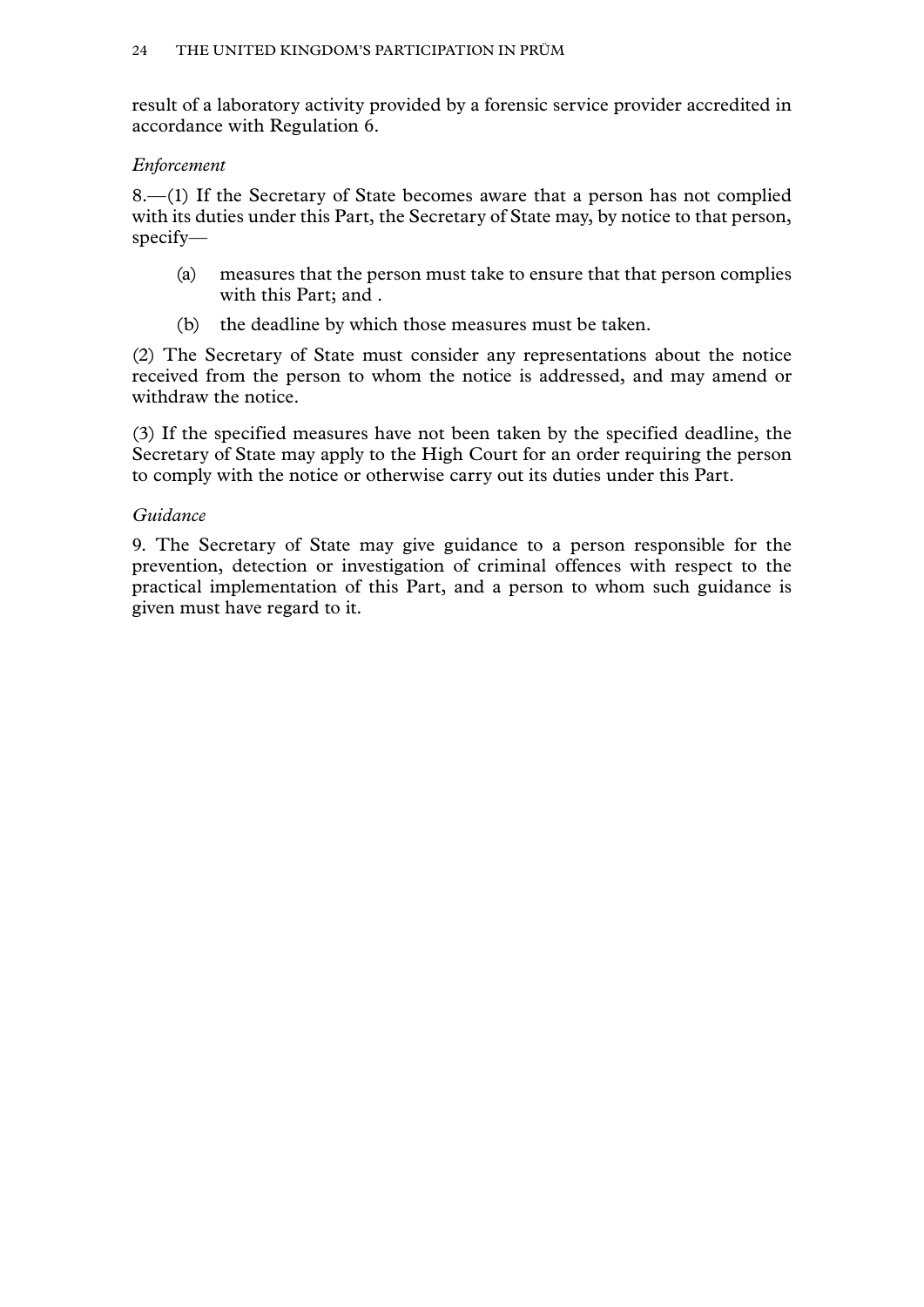result of a laboratory activity provided by a forensic service provider accredited in accordance with Regulation 6.

*Enforcement*

8.—(1) If the Secretary of State becomes aware that a person has not complied with its duties under this Part, the Secretary of State may, by notice to that person, specify—

(a) measures that the person must take to ensure that that person complies with this Part; and .

(b) the deadline by which those measures must be taken.

(2) The Secretary of State must consider any representations about the notice received from the person to whom the notice is addressed, and may amend or withdraw the notice.

(3) If the specified measures have not been taken by the specified deadline, the Secretary of State may apply to the High Court for an order requiring the person to comply with the notice or otherwise carry out its duties under this Part.

*Guidance*

9. The Secretary of State may give guidance to a person responsible for the prevention, detection or investigation of criminal offences with respect to the practical implementation of this Part, and a person to whom such guidance is given must have regard to it.